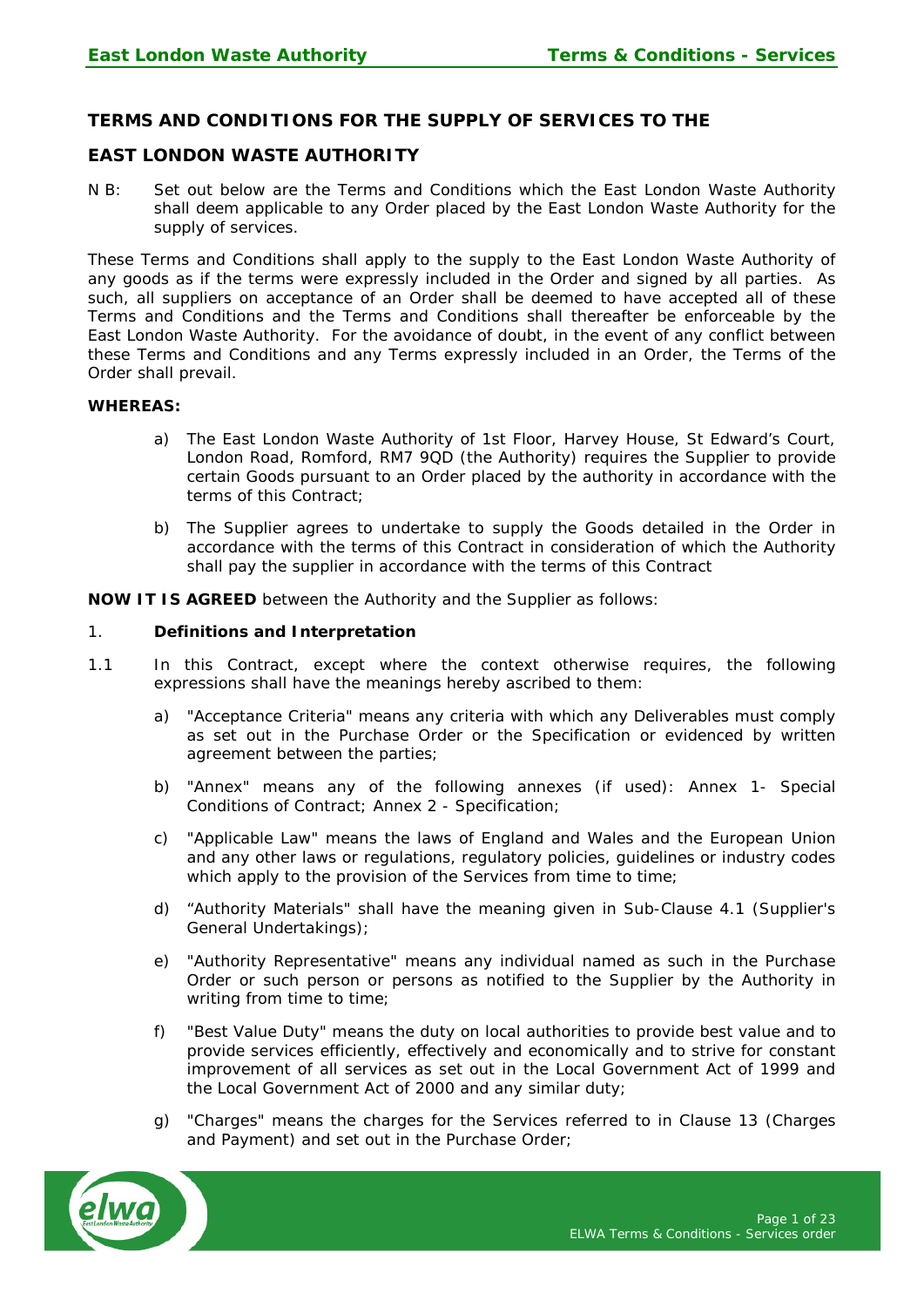## TERMS AND CONDITIONS FOR THE SUPPLY OF SERVICES TO THE EAST LONDON WASTE AUTHORITY

N B: Set out below are the Terms and Conditions which the East London Waste Authority shall deem applicable to any Order placed by the East London Waste Authority for the supply of services.

These Terms and Conditions shall apply to the supply to the East London Waste Authority of any goods as if the terms were expressly included in the Order and signed by all parties. As such, all suppliers on acceptance of an Order shall be deemed to have accepted all of these Terms and Conditions and the Terms and Conditions shall thereafter be enforceable by the East London Waste Authority. For the avoidance of doubt, in the event of any conflict between these Terms and Conditions and any Terms expressly included in an Order, the Terms of the Order shall prevail.

**WHEREAS:**

a) The East London Waste Authority of 1st Floor, Harvey House, St Edward's Court, London Road, Romford, RM7 9QD (the Authority) requires the Supplier to provide certain Goods pursuant to an Order placed by the authority in accordance with the terms of this Contract;

b) The Supplier agrees to undertake to supply the Goods detailed in the Order in accordance with the terms of this Contract in consideration of which the Authority shall pay the supplier in accordance with the terms of this Contract

**NOW IT IS AGREED** between the Authority and the Supplier as follows:

1. **Definitions and Interpretation**

1.1 In this Contract, except where the context otherwise requires, the following expressions shall have the meanings hereby ascribed to them:

a) "Acceptance Criteria" means any criteria with which any Deliverables must comply as set out in the Purchase Order or the Specification or evidenced by written agreement between the parties;

b) "Annex" means any of the following annexes (if used): Annex 1- Special Conditions of Contract; Annex 2 - Specification;

c) "Applicable Law" means the laws of England and Wales and the European Union and any other laws or regulations, regulatory policies, guidelines or industry codes which apply to the provision of the Services from time to time;

d) "Authority Materials" shall have the meaning given in Sub-Clause 4.1 (Supplier's General Undertakings);

e) "Authority Representative" means any individual named as such in the Purchase Order or such person or persons as notified to the Supplier by the Authority in writing from time to time;

f) "Best Value Duty" means the duty on local authorities to provide best value and to provide services efficiently, effectively and economically and to strive for constant improvement of all services as set out in the Local Government Act of 1999 and the Local Government Act of 2000 and any similar duty;

g) "Charges" means the charges for the Services referred to in Clause 13 (Charges and Payment) and set out in the Purchase Order;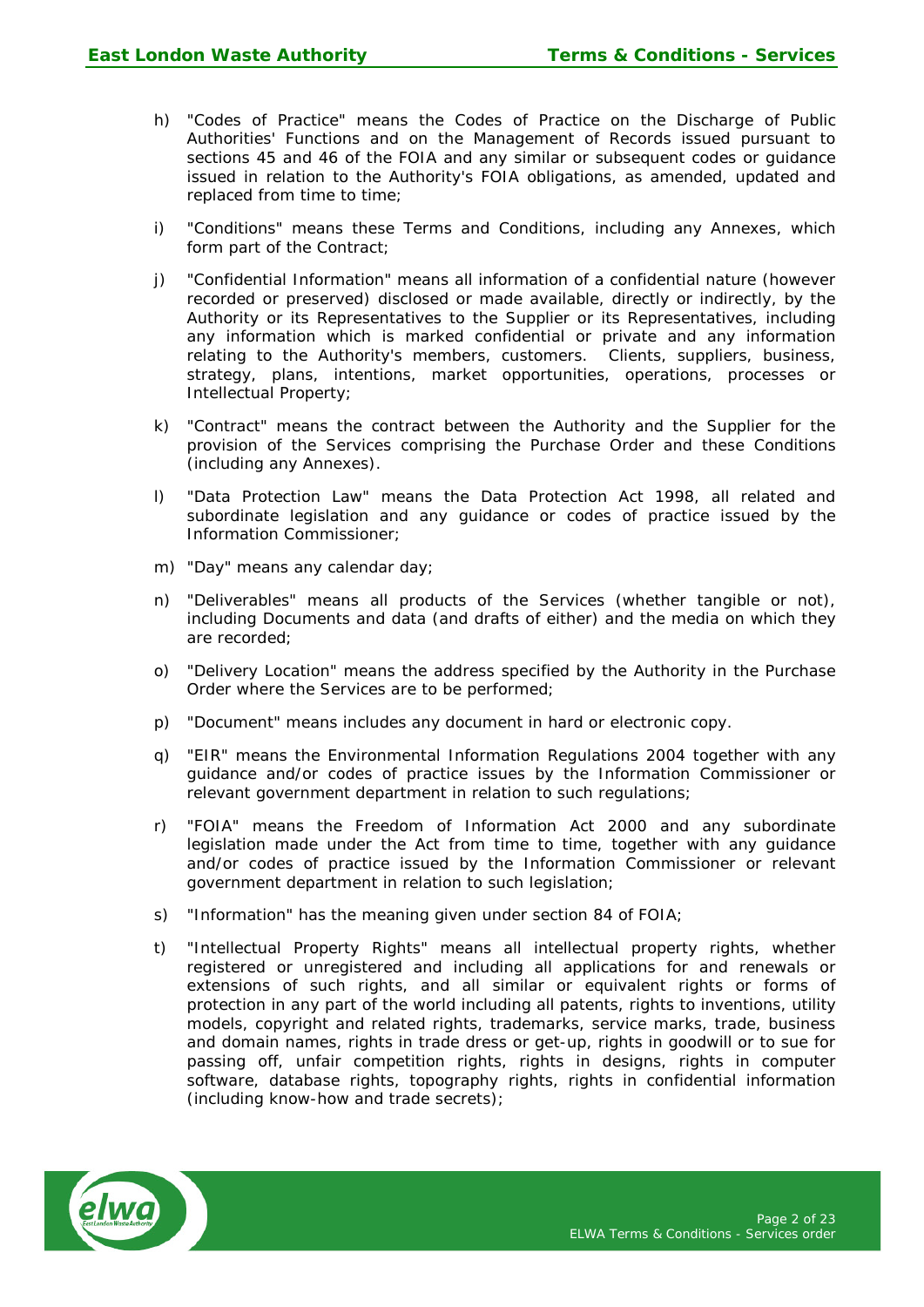h) "Codes of Practice" means the Codes of Practice on the Discharge of Public Authorities' Functions and on the Management of Records issued pursuant to sections 45 and 46 of the FOIA and any similar or subsequent codes or guidance issued in relation to the Authority's FOIA obligations, as amended, updated and replaced from time to time;

i) "Conditions" means these Terms and Conditions, including any Annexes, which form part of the Contract;

j) "Confidential Information" means all information of a confidential nature (however recorded or preserved) disclosed or made available, directly or indirectly, by the Authority or its Representatives to the Supplier or its Representatives, including any information which is marked confidential or private and any information relating to the Authority's members, customers. Clients, suppliers, business, strategy, plans, intentions, market opportunities, operations, processes or Intellectual Property;

k) "Contract" means the contract between the Authority and the Supplier for the provision of the Services comprising the Purchase Order and these Conditions (including any Annexes).

l) "Data Protection Law" means the Data Protection Act 1998, all related and subordinate legislation and any guidance or codes of practice issued by the Information Commissioner;

m) "Day" means any calendar day;

n) "Deliverables" means all products of the Services (whether tangible or not), including Documents and data (and drafts of either) and the media on which they are recorded;

o) "Delivery Location" means the address specified by the Authority in the Purchase Order where the Services are to be performed;

p) "Document" means includes any document in hard or electronic copy.

q) "EIR" means the Environmental Information Regulations 2004 together with any guidance and/or codes of practice issues by the Information Commissioner or relevant government department in relation to such regulations;

r) "FOIA" means the Freedom of Information Act 2000 and any subordinate legislation made under the Act from time to time, together with any guidance and/or codes of practice issued by the Information Commissioner or relevant government department in relation to such legislation;

s) "Information" has the meaning given under section 84 of FOIA;

t) "Intellectual Property Rights" means all intellectual property rights, whether registered or unregistered and including all applications for and renewals or extensions of such rights, and all similar or equivalent rights or forms of protection in any part of the world including all patents, rights to inventions, utility models, copyright and related rights, trademarks, service marks, trade, business and domain names, rights in trade dress or get-up, rights in goodwill or to sue for passing off, unfair competition rights, rights in designs, rights in computer software, database rights, topography rights, rights in confidential information (including know-how and trade secrets);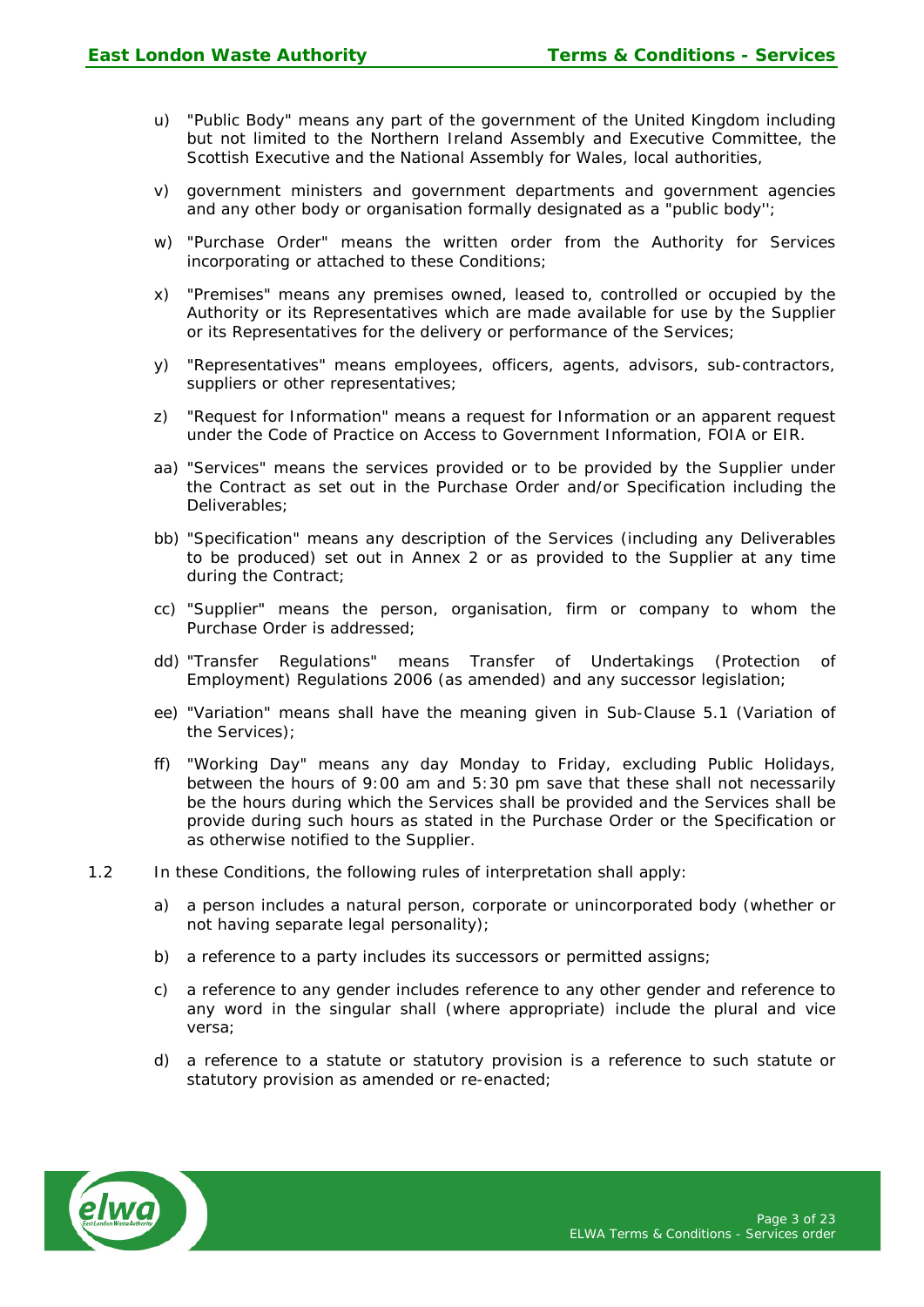u) "Public Body" means any part of the government of the United Kingdom including but not limited to the Northern Ireland Assembly and Executive Committee, the Scottish Executive and the National Assembly for Wales, local authorities,

v) government ministers and government departments and government agencies and any other body or organisation formally designated as a "public body'';

w) "Purchase Order" means the written order from the Authority for Services incorporating or attached to these Conditions;

x) "Premises" means any premises owned, leased to, controlled or occupied by the Authority or its Representatives which are made available for use by the Supplier or its Representatives for the delivery or performance of the Services;

y) "Representatives" means employees, officers, agents, advisors, sub-contractors, suppliers or other representatives;

z) "Request for Information" means a request for Information or an apparent request under the Code of Practice on Access to Government Information, FOIA or EIR.

aa) "Services" means the services provided or to be provided by the Supplier under the Contract as set out in the Purchase Order and/or Specification including the Deliverables;

bb) "Specification" means any description of the Services (including any Deliverables to be produced) set out in Annex 2 or as provided to the Supplier at any time during the Contract;

cc) "Supplier" means the person, organisation, firm or company to whom the Purchase Order is addressed;

dd) "Transfer Regulations" means Transfer of Undertakings (Protection of Employment) Regulations 2006 (as amended) and any successor legislation;

ee) "Variation" means shall have the meaning given in Sub-Clause 5.1 (Variation of the Services);

ff) "Working Day" means any day Monday to Friday, excluding Public Holidays, between the hours of 9:00 am and 5:30 pm save that these shall not necessarily be the hours during which the Services shall be provided and the Services shall be provide during such hours as stated in the Purchase Order or the Specification or as otherwise notified to the Supplier.

1.2 In these Conditions, the following rules of interpretation shall apply:

a) a person includes a natural person, corporate or unincorporated body (whether or not having separate legal personality);

b) a reference to a party includes its successors or permitted assigns;

c) a reference to any gender includes reference to any other gender and reference to any word in the singular shall (where appropriate) include the plural and vice versa;

d) a reference to a statute or statutory provision is a reference to such statute or statutory provision as amended or re-enacted;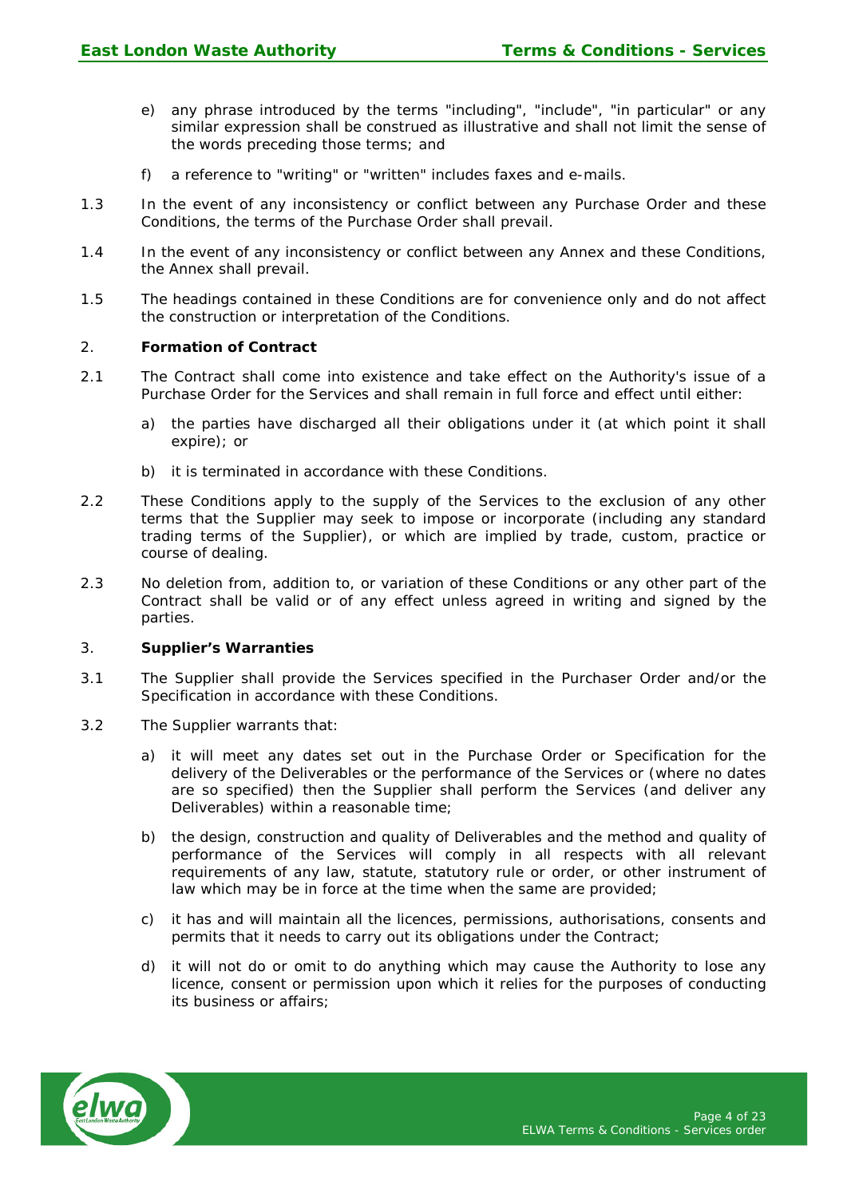e) any phrase introduced by the terms "including", "include", "in particular" or any similar expression shall be construed as illustrative and shall not limit the sense of the words preceding those terms; and

f) a reference to "writing" or "written" includes faxes and e-mails.

1.3 In the event of any inconsistency or conflict between any Purchase Order and these Conditions, the terms of the Purchase Order shall prevail.

1.4 In the event of any inconsistency or conflict between any Annex and these Conditions, the Annex shall prevail.

1.5 The headings contained in these Conditions are for convenience only and do not affect the construction or interpretation of the Conditions.

2. **Formation of Contract**

2.1 The Contract shall come into existence and take effect on the Authority's issue of a Purchase Order for the Services and shall remain in full force and effect until either:

a) the parties have discharged all their obligations under it (at which point it shall expire); or

b) it is terminated in accordance with these Conditions.

2.2 These Conditions apply to the supply of the Services to the exclusion of any other terms that the Supplier may seek to impose or incorporate (including any standard trading terms of the Supplier), or which are implied by trade, custom, practice or course of dealing.

2.3 No deletion from, addition to, or variation of these Conditions or any other part of the Contract shall be valid or of any effect unless agreed in writing and signed by the parties.

3. **Supplier's Warranties**

3.1 The Supplier shall provide the Services specified in the Purchaser Order and/or the Specification in accordance with these Conditions.

3.2 The Supplier warrants that:

a) it will meet any dates set out in the Purchase Order or Specification for the delivery of the Deliverables or the performance of the Services or (where no dates are so specified) then the Supplier shall perform the Services (and deliver any Deliverables) within a reasonable time;

b) the design, construction and quality of Deliverables and the method and quality of performance of the Services will comply in all respects with all relevant requirements of any law, statute, statutory rule or order, or other instrument of law which may be in force at the time when the same are provided;

c) it has and will maintain all the licences, permissions, authorisations, consents and permits that it needs to carry out its obligations under the Contract;

d) it will not do or omit to do anything which may cause the Authority to lose any licence, consent or permission upon which it relies for the purposes of conducting its business or affairs;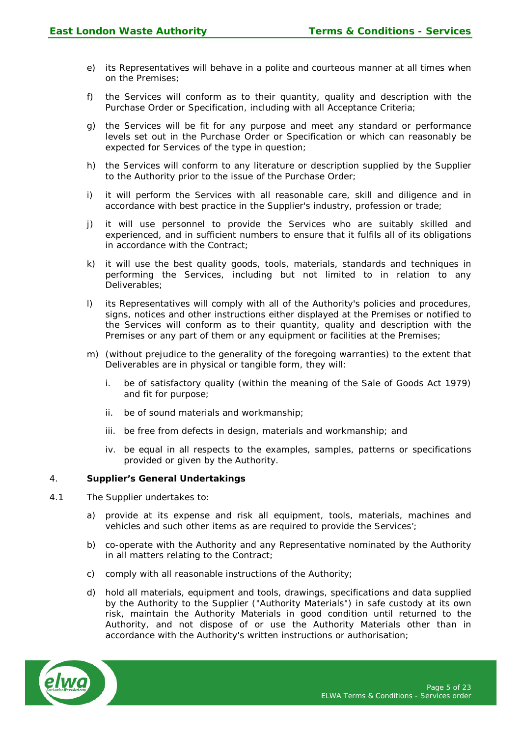e) its Representatives will behave in a polite and courteous manner at all times when on the Premises;

f) the Services will conform as to their quantity, quality and description with the Purchase Order or Specification, including with all Acceptance Criteria;

g) the Services will be fit for any purpose and meet any standard or performance levels set out in the Purchase Order or Specification or which can reasonably be expected for Services of the type in question;

h) the Services will conform to any literature or description supplied by the Supplier to the Authority prior to the issue of the Purchase Order;

i) it will perform the Services with all reasonable care, skill and diligence and in accordance with best practice in the Supplier's industry, profession or trade;

j) it will use personnel to provide the Services who are suitably skilled and experienced, and in sufficient numbers to ensure that it fulfils all of its obligations in accordance with the Contract;

k) it will use the best quality goods, tools, materials, standards and techniques in performing the Services, including but not limited to in relation to any Deliverables;

l) its Representatives will comply with all of the Authority's policies and procedures, signs, notices and other instructions either displayed at the Premises or notified to the Services will conform as to their quantity, quality and description with the Premises or any part of them or any equipment or facilities at the Premises;

m) (without prejudice to the generality of the foregoing warranties) to the extent that Deliverables are in physical or tangible form, they will:

   i. be of satisfactory quality (within the meaning of the Sale of Goods Act 1979) and fit for purpose;

   ii. be of sound materials and workmanship;

   iii. be free from defects in design, materials and workmanship; and

   iv. be equal in all respects to the examples, samples, patterns or specifications provided or given by the Authority.

4. **Supplier's General Undertakings**

4.1 The Supplier undertakes to:

a) provide at its expense and risk all equipment, tools, materials, machines and vehicles and such other items as are required to provide the Services';

b) co-operate with the Authority and any Representative nominated by the Authority in all matters relating to the Contract;

c) comply with all reasonable instructions of the Authority;

d) hold all materials, equipment and tools, drawings, specifications and data supplied by the Authority to the Supplier ("Authority Materials") in safe custody at its own risk, maintain the Authority Materials in good condition until returned to the Authority, and not dispose of or use the Authority Materials other than in accordance with the Authority's written instructions or authorisation;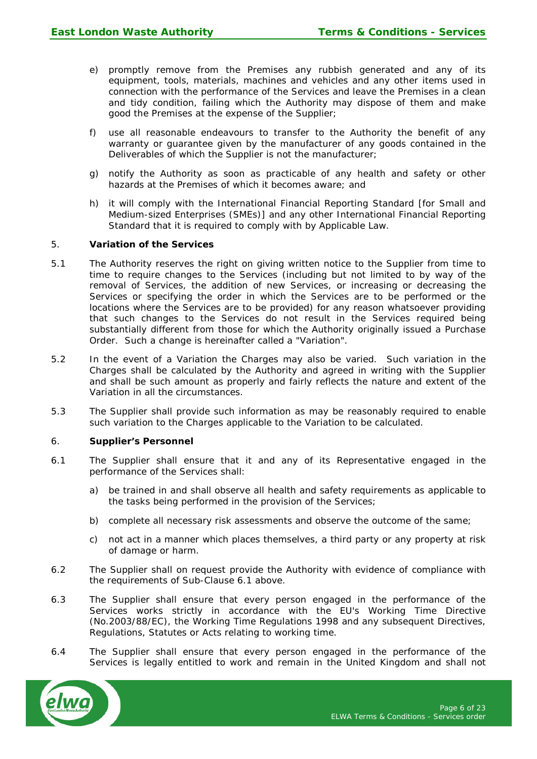e) promptly remove from the Premises any rubbish generated and any of its equipment, tools, materials, machines and vehicles and any other items used in connection with the performance of the Services and leave the Premises in a clean and tidy condition, failing which the Authority may dispose of them and make good the Premises at the expense of the Supplier;

f) use all reasonable endeavours to transfer to the Authority the benefit of any warranty or guarantee given by the manufacturer of any goods contained in the Deliverables of which the Supplier is not the manufacturer;

g) notify the Authority as soon as practicable of any health and safety or other hazards at the Premises of which it becomes aware; and

h) it will comply with the International Financial Reporting Standard [for Small and Medium-sized Enterprises (SMEs)] and any other International Financial Reporting Standard that it is required to comply with by Applicable Law.

5. **Variation of the Services**

5.1 The Authority reserves the right on giving written notice to the Supplier from time to time to require changes to the Services (including but not limited to by way of the removal of Services, the addition of new Services, or increasing or decreasing the Services or specifying the order in which the Services are to be performed or the locations where the Services are to be provided) for any reason whatsoever providing that such changes to the Services do not result in the Services required being substantially different from those for which the Authority originally issued a Purchase Order. Such a change is hereinafter called a "Variation".

5.2 In the event of a Variation the Charges may also be varied. Such variation in the Charges shall be calculated by the Authority and agreed in writing with the Supplier and shall be such amount as properly and fairly reflects the nature and extent of the Variation in all the circumstances.

5.3 The Supplier shall provide such information as may be reasonably required to enable such variation to the Charges applicable to the Variation to be calculated.

6. **Supplier's Personnel**

6.1 The Supplier shall ensure that it and any of its Representative engaged in the performance of the Services shall:

a) be trained in and shall observe all health and safety requirements as applicable to the tasks being performed in the provision of the Services;

b) complete all necessary risk assessments and observe the outcome of the same;

c) not act in a manner which places themselves, a third party or any property at risk of damage or harm.

6.2 The Supplier shall on request provide the Authority with evidence of compliance with the requirements of Sub-Clause 6.1 above.

6.3 The Supplier shall ensure that every person engaged in the performance of the Services works strictly in accordance with the EU's Working Time Directive (No.2003/88/EC), the Working Time Regulations 1998 and any subsequent Directives, Regulations, Statutes or Acts relating to working time.

6.4 The Supplier shall ensure that every person engaged in the performance of the Services is legally entitled to work and remain in the United Kingdom and shall not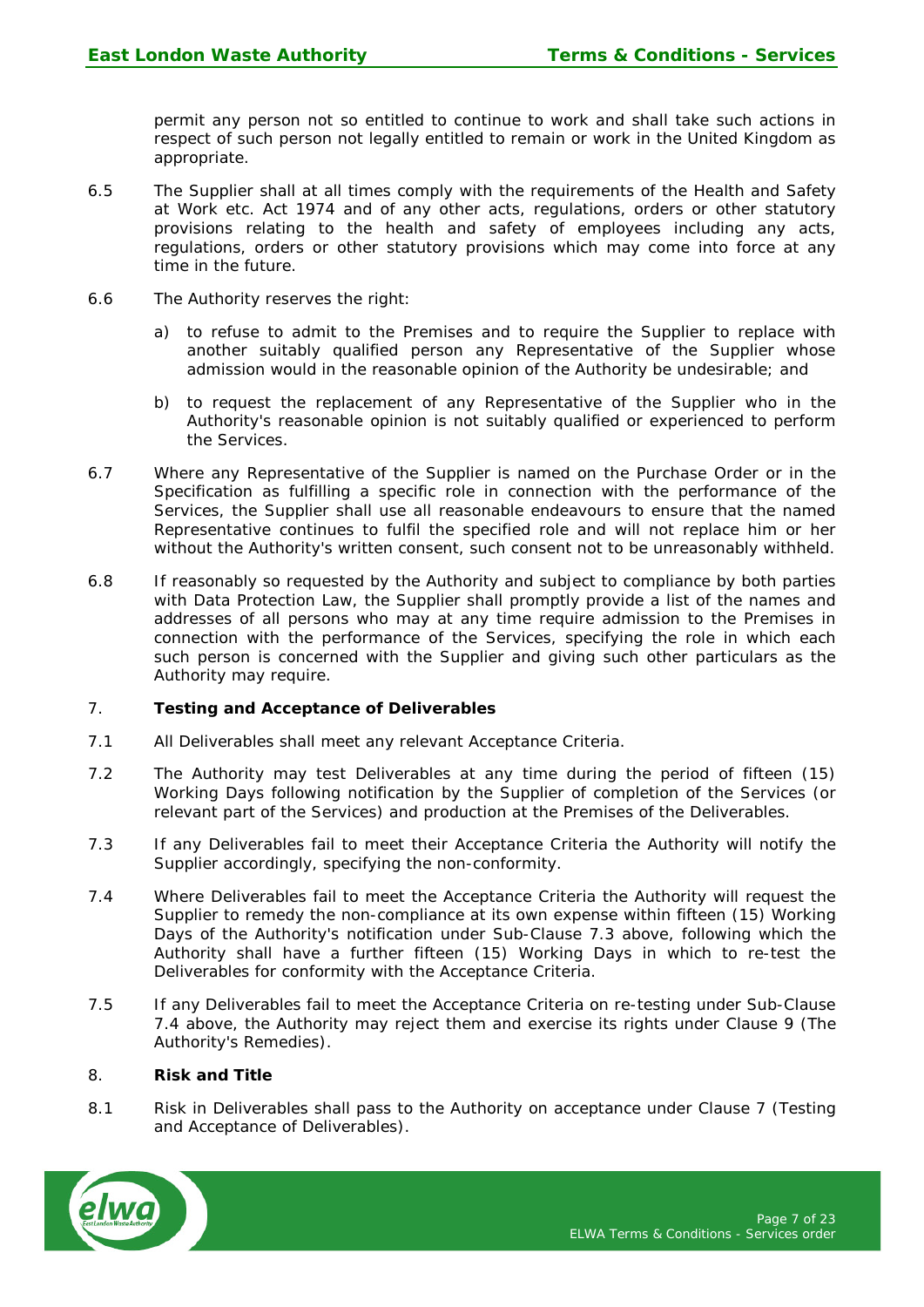permit any person not so entitled to continue to work and shall take such actions in respect of such person not legally entitled to remain or work in the United Kingdom as appropriate.

6.5 The Supplier shall at all times comply with the requirements of the Health and Safety at Work etc. Act 1974 and of any other acts, regulations, orders or other statutory provisions relating to the health and safety of employees including any acts, regulations, orders or other statutory provisions which may come into force at any time in the future.

6.6 The Authority reserves the right:

a) to refuse to admit to the Premises and to require the Supplier to replace with another suitably qualified person any Representative of the Supplier whose admission would in the reasonable opinion of the Authority be undesirable; and

b) to request the replacement of any Representative of the Supplier who in the Authority's reasonable opinion is not suitably qualified or experienced to perform the Services.

6.7 Where any Representative of the Supplier is named on the Purchase Order or in the Specification as fulfilling a specific role in connection with the performance of the Services, the Supplier shall use all reasonable endeavours to ensure that the named Representative continues to fulfil the specified role and will not replace him or her without the Authority's written consent, such consent not to be unreasonably withheld.

6.8 If reasonably so requested by the Authority and subject to compliance by both parties with Data Protection Law, the Supplier shall promptly provide a list of the names and addresses of all persons who may at any time require admission to the Premises in connection with the performance of the Services, specifying the role in which each such person is concerned with the Supplier and giving such other particulars as the Authority may require.

## 7. Testing and Acceptance of Deliverables

7.1 All Deliverables shall meet any relevant Acceptance Criteria.

7.2 The Authority may test Deliverables at any time during the period of fifteen (15) Working Days following notification by the Supplier of completion of the Services (or relevant part of the Services) and production at the Premises of the Deliverables.

7.3 If any Deliverables fail to meet their Acceptance Criteria the Authority will notify the Supplier accordingly, specifying the non-conformity.

7.4 Where Deliverables fail to meet the Acceptance Criteria the Authority will request the Supplier to remedy the non-compliance at its own expense within fifteen (15) Working Days of the Authority's notification under Sub-Clause 7.3 above, following which the Authority shall have a further fifteen (15) Working Days in which to re-test the Deliverables for conformity with the Acceptance Criteria.

7.5 If any Deliverables fail to meet the Acceptance Criteria on re-testing under Sub-Clause 7.4 above, the Authority may reject them and exercise its rights under Clause 9 (The Authority's Remedies).

## 8. Risk and Title

8.1 Risk in Deliverables shall pass to the Authority on acceptance under Clause 7 (Testing and Acceptance of Deliverables).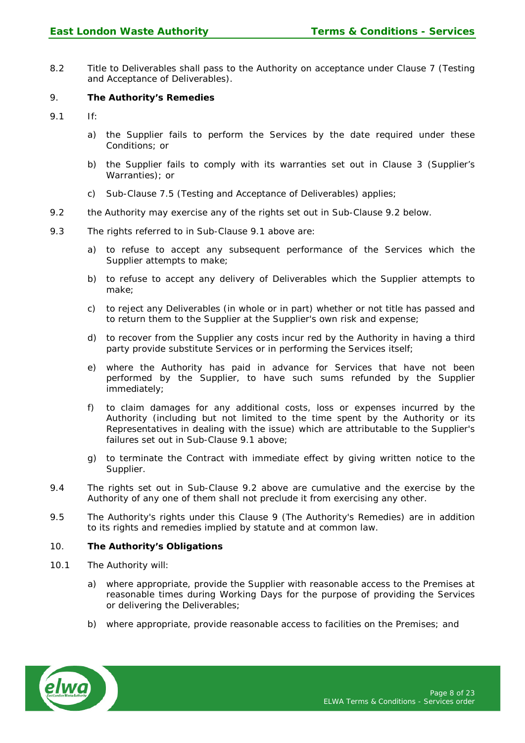8.2 Title to Deliverables shall pass to the Authority on acceptance under Clause 7 (Testing and Acceptance of Deliverables).

9. **The Authority's Remedies**

9.1 If:

a) the Supplier fails to perform the Services by the date required under these Conditions; or

b) the Supplier fails to comply with its warranties set out in Clause 3 (Supplier's Warranties); or

c) Sub-Clause 7.5 (Testing and Acceptance of Deliverables) applies;

9.2 the Authority may exercise any of the rights set out in Sub-Clause 9.2 below.

9.3 The rights referred to in Sub-Clause 9.1 above are:

a) to refuse to accept any subsequent performance of the Services which the Supplier attempts to make;

b) to refuse to accept any delivery of Deliverables which the Supplier attempts to make;

c) to reject any Deliverables (in whole or in part) whether or not title has passed and to return them to the Supplier at the Supplier's own risk and expense;

d) to recover from the Supplier any costs incur red by the Authority in having a third party provide substitute Services or in performing the Services itself;

e) where the Authority has paid in advance for Services that have not been performed by the Supplier, to have such sums refunded by the Supplier immediately;

f) to claim damages for any additional costs, loss or expenses incurred by the Authority (including but not limited to the time spent by the Authority or its Representatives in dealing with the issue) which are attributable to the Supplier's failures set out in Sub-Clause 9.1 above;

g) to terminate the Contract with immediate effect by giving written notice to the Supplier.

9.4 The rights set out in Sub-Clause 9.2 above are cumulative and the exercise by the Authority of any one of them shall not preclude it from exercising any other.

9.5 The Authority's rights under this Clause 9 (The Authority's Remedies) are in addition to its rights and remedies implied by statute and at common law.

10. **The Authority's Obligations**

10.1 The Authority will:

a) where appropriate, provide the Supplier with reasonable access to the Premises at reasonable times during Working Days for the purpose of providing the Services or delivering the Deliverables;

b) where appropriate, provide reasonable access to facilities on the Premises; and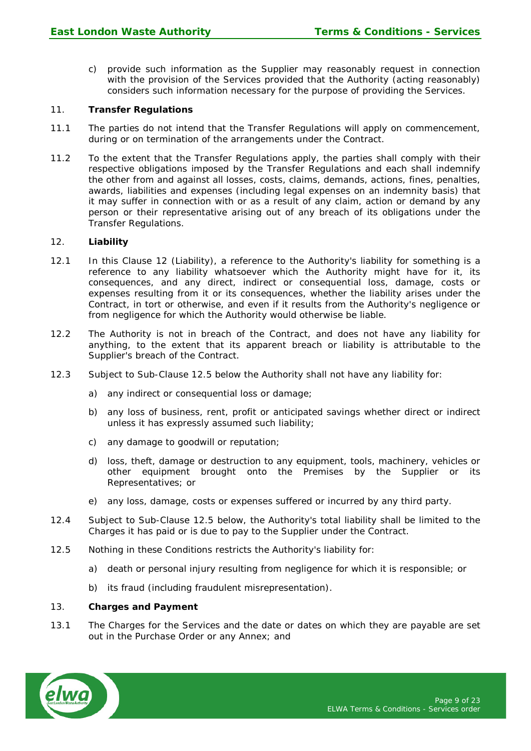c) provide such information as the Supplier may reasonably request in connection with the provision of the Services provided that the Authority (acting reasonably) considers such information necessary for the purpose of providing the Services.

11. **Transfer Regulations**

11.1 The parties do not intend that the Transfer Regulations will apply on commencement, during or on termination of the arrangements under the Contract.

11.2 To the extent that the Transfer Regulations apply, the parties shall comply with their respective obligations imposed by the Transfer Regulations and each shall indemnify the other from and against all losses, costs, claims, demands, actions, fines, penalties, awards, liabilities and expenses (including legal expenses on an indemnity basis) that it may suffer in connection with or as a result of any claim, action or demand by any person or their representative arising out of any breach of its obligations under the Transfer Regulations.

12. **Liability**

12.1 In this Clause 12 (Liability), a reference to the Authority's liability for something is a reference to any liability whatsoever which the Authority might have for it, its consequences, and any direct, indirect or consequential loss, damage, costs or expenses resulting from it or its consequences, whether the liability arises under the Contract, in tort or otherwise, and even if it results from the Authority's negligence or from negligence for which the Authority would otherwise be liable.

12.2 The Authority is not in breach of the Contract, and does not have any liability for anything, to the extent that its apparent breach or liability is attributable to the Supplier's breach of the Contract.

12.3 Subject to Sub-Clause 12.5 below the Authority shall not have any liability for:

a) any indirect or consequential loss or damage;

b) any loss of business, rent, profit or anticipated savings whether direct or indirect unless it has expressly assumed such liability;

c) any damage to goodwill or reputation;

d) loss, theft, damage or destruction to any equipment, tools, machinery, vehicles or other equipment brought onto the Premises by the Supplier or its Representatives; or

e) any loss, damage, costs or expenses suffered or incurred by any third party.

12.4 Subject to Sub-Clause 12.5 below, the Authority's total liability shall be limited to the Charges it has paid or is due to pay to the Supplier under the Contract.

12.5 Nothing in these Conditions restricts the Authority's liability for:

a) death or personal injury resulting from negligence for which it is responsible; or

b) its fraud (including fraudulent misrepresentation).

13. **Charges and Payment**

13.1 The Charges for the Services and the date or dates on which they are payable are set out in the Purchase Order or any Annex; and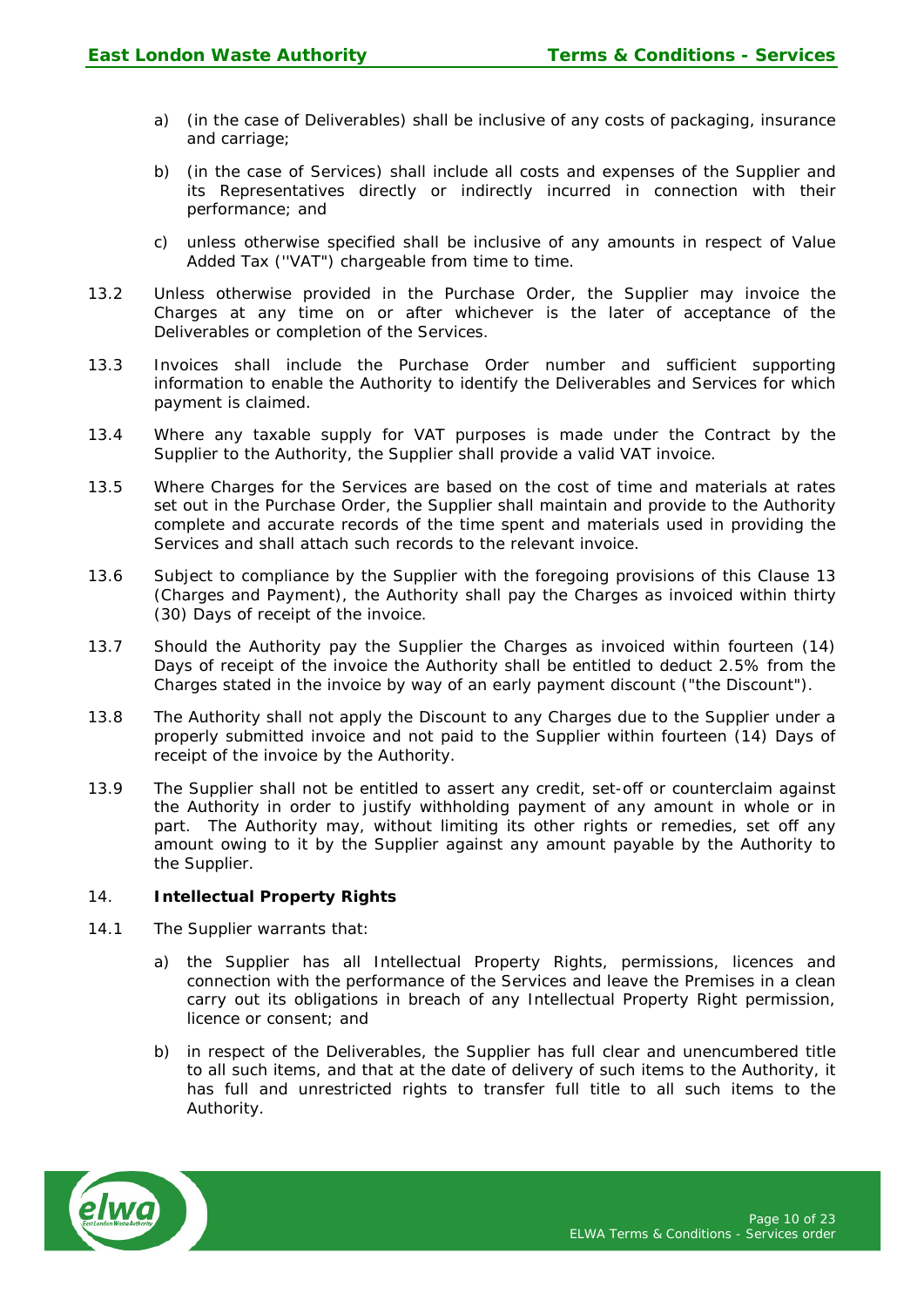a) (in the case of Deliverables) shall be inclusive of any costs of packaging, insurance and carriage;

b) (in the case of Services) shall include all costs and expenses of the Supplier and its Representatives directly or indirectly incurred in connection with their performance; and

c) unless otherwise specified shall be inclusive of any amounts in respect of Value Added Tax (''VAT") chargeable from time to time.

13.2 Unless otherwise provided in the Purchase Order, the Supplier may invoice the Charges at any time on or after whichever is the later of acceptance of the Deliverables or completion of the Services.

13.3 Invoices shall include the Purchase Order number and sufficient supporting information to enable the Authority to identify the Deliverables and Services for which payment is claimed.

13.4 Where any taxable supply for VAT purposes is made under the Contract by the Supplier to the Authority, the Supplier shall provide a valid VAT invoice.

13.5 Where Charges for the Services are based on the cost of time and materials at rates set out in the Purchase Order, the Supplier shall maintain and provide to the Authority complete and accurate records of the time spent and materials used in providing the Services and shall attach such records to the relevant invoice.

13.6 Subject to compliance by the Supplier with the foregoing provisions of this Clause 13 (Charges and Payment), the Authority shall pay the Charges as invoiced within thirty (30) Days of receipt of the invoice.

13.7 Should the Authority pay the Supplier the Charges as invoiced within fourteen (14) Days of receipt of the invoice the Authority shall be entitled to deduct 2.5% from the Charges stated in the invoice by way of an early payment discount ("the Discount").

13.8 The Authority shall not apply the Discount to any Charges due to the Supplier under a properly submitted invoice and not paid to the Supplier within fourteen (14) Days of receipt of the invoice by the Authority.

13.9 The Supplier shall not be entitled to assert any credit, set-off or counterclaim against the Authority in order to justify withholding payment of any amount in whole or in part. The Authority may, without limiting its other rights or remedies, set off any amount owing to it by the Supplier against any amount payable by the Authority to the Supplier.

14. **Intellectual Property Rights**

14.1 The Supplier warrants that:

a) the Supplier has all Intellectual Property Rights, permissions, licences and connection with the performance of the Services and leave the Premises in a clean carry out its obligations in breach of any Intellectual Property Right permission, licence or consent; and

b) in respect of the Deliverables, the Supplier has full clear and unencumbered title to all such items, and that at the date of delivery of such items to the Authority, it has full and unrestricted rights to transfer full title to all such items to the Authority.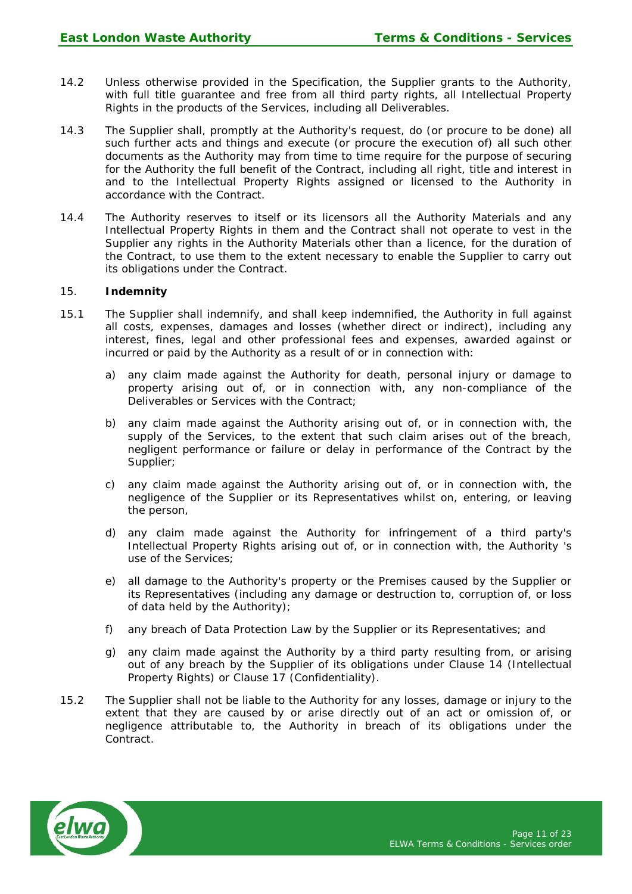14.2 Unless otherwise provided in the Specification, the Supplier grants to the Authority, with full title guarantee and free from all third party rights, all Intellectual Property Rights in the products of the Services, including all Deliverables.

14.3 The Supplier shall, promptly at the Authority's request, do (or procure to be done) all such further acts and things and execute (or procure the execution of) all such other documents as the Authority may from time to time require for the purpose of securing for the Authority the full benefit of the Contract, including all right, title and interest in and to the Intellectual Property Rights assigned or licensed to the Authority in accordance with the Contract.

14.4 The Authority reserves to itself or its licensors all the Authority Materials and any Intellectual Property Rights in them and the Contract shall not operate to vest in the Supplier any rights in the Authority Materials other than a licence, for the duration of the Contract, to use them to the extent necessary to enable the Supplier to carry out its obligations under the Contract.

## 15. Indemnity

15.1 The Supplier shall indemnify, and shall keep indemnified, the Authority in full against all costs, expenses, damages and losses (whether direct or indirect), including any interest, fines, legal and other professional fees and expenses, awarded against or incurred or paid by the Authority as a result of or in connection with:

a) any claim made against the Authority for death, personal injury or damage to property arising out of, or in connection with, any non-compliance of the Deliverables or Services with the Contract;

b) any claim made against the Authority arising out of, or in connection with, the supply of the Services, to the extent that such claim arises out of the breach, negligent performance or failure or delay in performance of the Contract by the Supplier;

c) any claim made against the Authority arising out of, or in connection with, the negligence of the Supplier or its Representatives whilst on, entering, or leaving the person,

d) any claim made against the Authority for infringement of a third party's Intellectual Property Rights arising out of, or in connection with, the Authority 's use of the Services;

e) all damage to the Authority's property or the Premises caused by the Supplier or its Representatives (including any damage or destruction to, corruption of, or loss of data held by the Authority);

f) any breach of Data Protection Law by the Supplier or its Representatives; and

g) any claim made against the Authority by a third party resulting from, or arising out of any breach by the Supplier of its obligations under Clause 14 (Intellectual Property Rights) or Clause 17 (Confidentiality).

15.2 The Supplier shall not be liable to the Authority for any losses, damage or injury to the extent that they are caused by or arise directly out of an act or omission of, or negligence attributable to, the Authority in breach of its obligations under the Contract.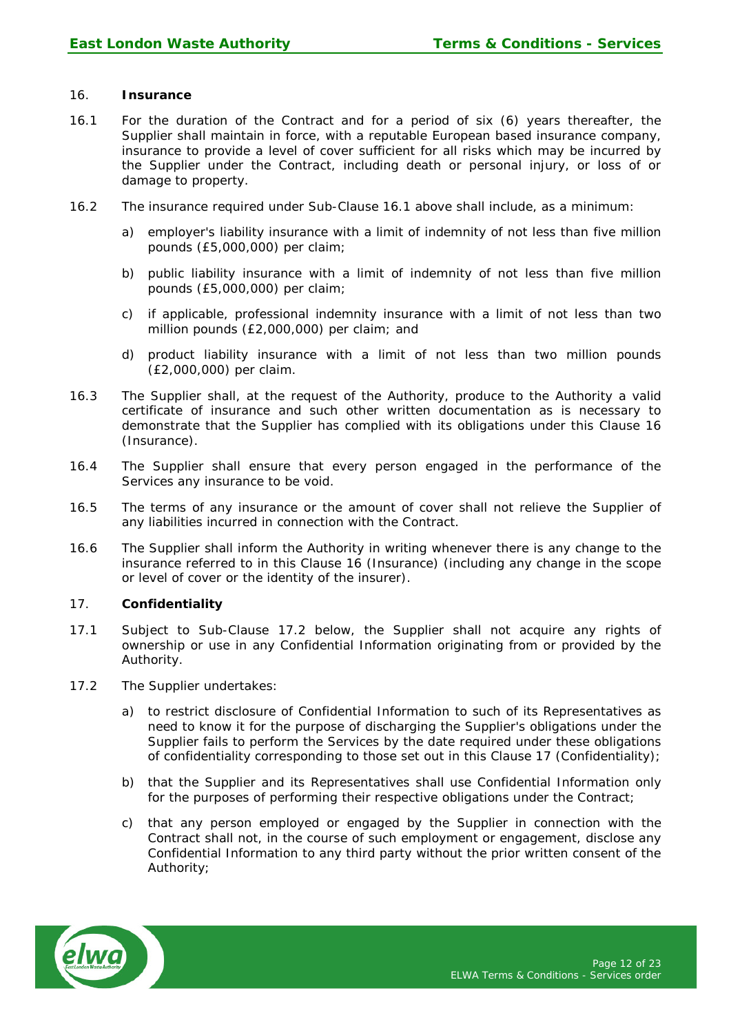## 16. Insurance

16.1 For the duration of the Contract and for a period of six (6) years thereafter, the Supplier shall maintain in force, with a reputable European based insurance company, insurance to provide a level of cover sufficient for all risks which may be incurred by the Supplier under the Contract, including death or personal injury, or loss of or damage to property.

16.2 The insurance required under Sub-Clause 16.1 above shall include, as a minimum:

a) employer's liability insurance with a limit of indemnity of not less than five million pounds (£5,000,000) per claim;

b) public liability insurance with a limit of indemnity of not less than five million pounds (£5,000,000) per claim;

c) if applicable, professional indemnity insurance with a limit of not less than two million pounds (£2,000,000) per claim; and

d) product liability insurance with a limit of not less than two million pounds (£2,000,000) per claim.

16.3 The Supplier shall, at the request of the Authority, produce to the Authority a valid certificate of insurance and such other written documentation as is necessary to demonstrate that the Supplier has complied with its obligations under this Clause 16 (Insurance).

16.4 The Supplier shall ensure that every person engaged in the performance of the Services any insurance to be void.

16.5 The terms of any insurance or the amount of cover shall not relieve the Supplier of any liabilities incurred in connection with the Contract.

16.6 The Supplier shall inform the Authority in writing whenever there is any change to the insurance referred to in this Clause 16 (Insurer) (including any change in the scope or level of cover or the identity of the insurer).

## 17. Confidentiality

17.1 Subject to Sub-Clause 17.2 below, the Supplier shall not acquire any rights of ownership or use in any Confidential Information originating from or provided by the Authority.

17.2 The Supplier undertakes:

a) to restrict disclosure of Confidential Information to such of its Representatives as need to know it for the purpose of discharging the Supplier's obligations under the Supplier fails to perform the Services by the date required under these obligations of confidentiality corresponding to those set out in this Clause 17 (Confidentiality);

b) that the Supplier and its Representatives shall use Confidential Information only for the purposes of performing their respective obligations under the Contract;

c) that any person employed or engaged by the Supplier in connection with the Contract shall not, in the course of such employment or engagement, disclose any Confidential Information to any third party without the prior written consent of the Authority;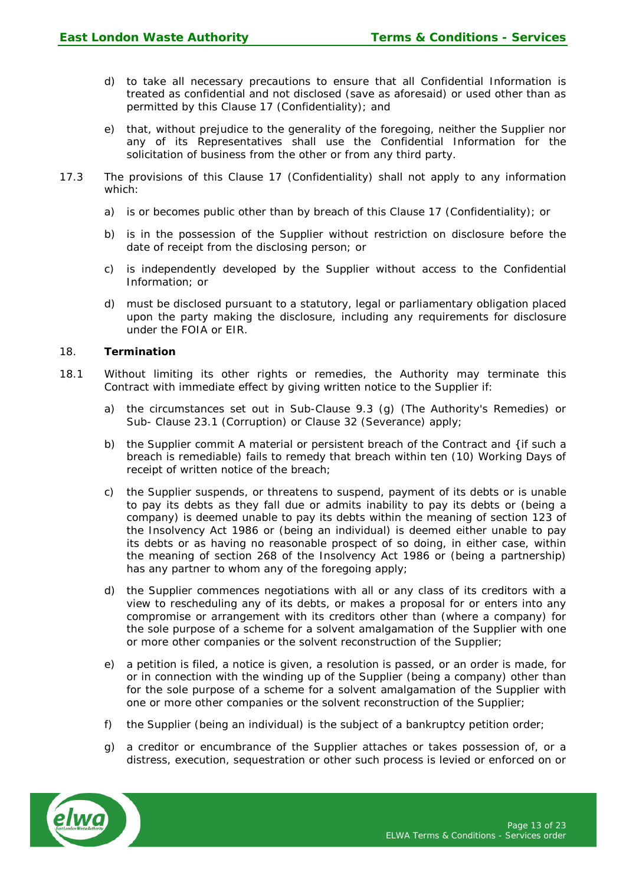d) to take all necessary precautions to ensure that all Confidential Information is treated as confidential and not disclosed (save as aforesaid) or used other than as permitted by this Clause 17 (Confidentiality); and

e) that, without prejudice to the generality of the foregoing, neither the Supplier nor any of its Representatives shall use the Confidential Information for the solicitation of business from the other or from any third party.

17.3 The provisions of this Clause 17 (Confidentiality) shall not apply to any information which:

a) is or becomes public other than by breach of this Clause 17 (Confidentiality); or

b) is in the possession of the Supplier without restriction on disclosure before the date of receipt from the disclosing person; or

c) is independently developed by the Supplier without access to the Confidential Information; or

d) must be disclosed pursuant to a statutory, legal or parliamentary obligation placed upon the party making the disclosure, including any requirements for disclosure under the FOIA or EIR.

18. **Termination**

18.1 Without limiting its other rights or remedies, the Authority may terminate this Contract with immediate effect by giving written notice to the Supplier if:

a) the circumstances set out in Sub-Clause 9.3 (g) (The Authority's Remedies) or Sub- Clause 23.1 (Corruption) or Clause 32 (Severance) apply;

b) the Supplier commit A material or persistent breach of the Contract and {if such a breach is remediable) fails to remedy that breach within ten (10) Working Days of receipt of written notice of the breach;

c) the Supplier suspends, or threatens to suspend, payment of its debts or is unable to pay its debts as they fall due or admits inability to pay its debts or (being a company) is deemed unable to pay its debts within the meaning of section 123 of the Insolvency Act 1986 or (being an individual) is deemed either unable to pay its debts or as having no reasonable prospect of so doing, in either case, within the meaning of section 268 of the Insolvency Act 1986 or (being a partnership) has any partner to whom any of the foregoing apply;

d) the Supplier commences negotiations with all or any class of its creditors with a view to rescheduling any of its debts, or makes a proposal for or enters into any compromise or arrangement with its creditors other than (where a company) for the sole purpose of a scheme for a solvent amalgamation of the Supplier with one or more other companies or the solvent reconstruction of the Supplier;

e) a petition is filed, a notice is given, a resolution is passed, or an order is made, for or in connection with the winding up of the Supplier (being a company) other than for the sole purpose of a scheme for a solvent amalgamation of the Supplier with one or more other companies or the solvent reconstruction of the Supplier;

f) the Supplier (being an individual) is the subject of a bankruptcy petition order;

g) a creditor or encumbrance of the Supplier attaches or takes possession of, or a distress, execution, sequestration or other such process is levied or enforced on or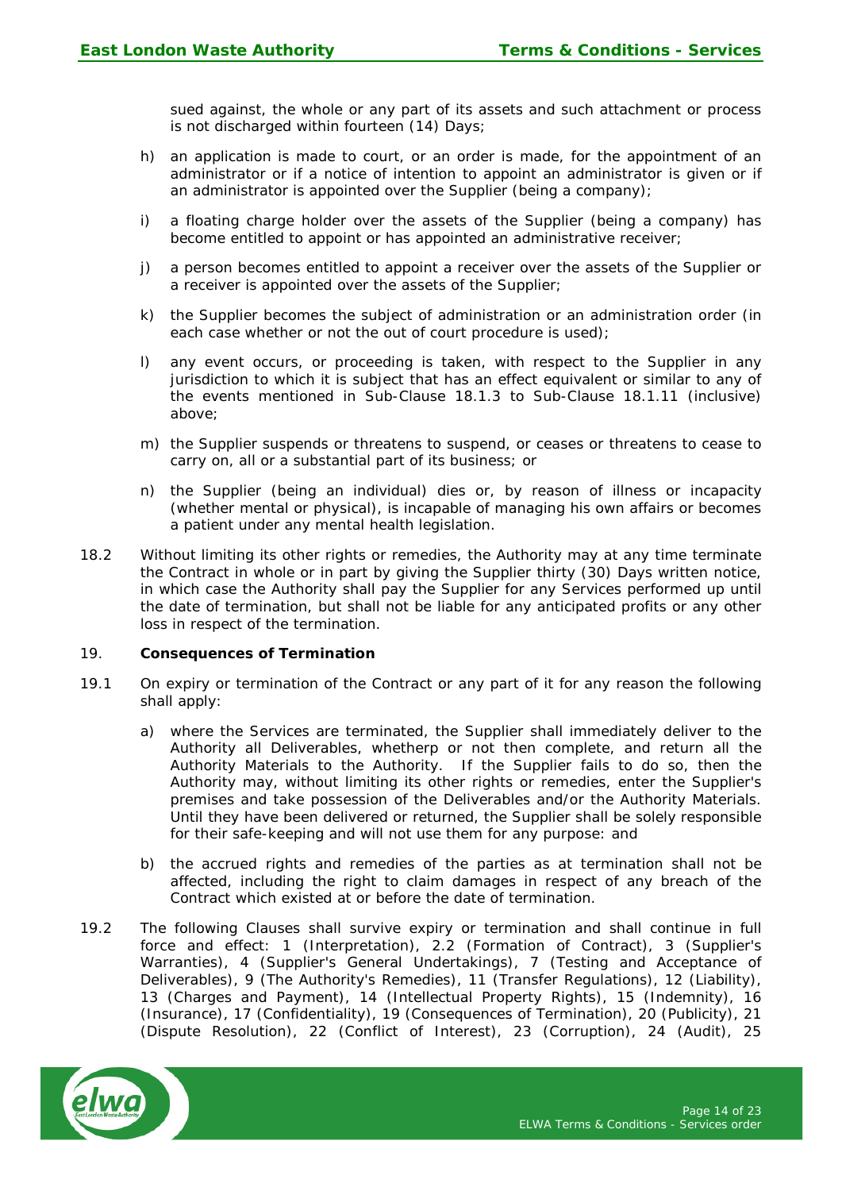sued against, the whole or any part of its assets and such attachment or process is not discharged within fourteen (14) Days;

h) an application is made to court, or an order is made, for the appointment of an administrator or if a notice of intention to appoint an administrator is given or if an administrator is appointed over the Supplier (being a company);

i) a floating charge holder over the assets of the Supplier (being a company) has become entitled to appoint or has appointed an administrative receiver;

j) a person becomes entitled to appoint a receiver over the assets of the Supplier or a receiver is appointed over the assets of the Supplier;

k) the Supplier becomes the subject of administration or an administration order (in each case whether or not the out of court procedure is used);

l) any event occurs, or proceeding is taken, with respect to the Supplier in any jurisdiction to which it is subject that has an effect equivalent or similar to any of the events mentioned in Sub-Clause 18.1.3 to Sub-Clause 18.1.11 (inclusive) above;

m) the Supplier suspends or threatens to suspend, or ceases or threatens to cease to carry on, all or a substantial part of its business; or

n) the Supplier (being an individual) dies or, by reason of illness or incapacity (whether mental or physical), is incapable of managing his own affairs or becomes a patient under any mental health legislation.

18.2 Without limiting its other rights or remedies, the Authority may at any time terminate the Contract in whole or in part by giving the Supplier thirty (30) Days written notice, in which case the Authority shall pay the Supplier for any Services performed up until the date of termination, but shall not be liable for any anticipated profits or any other loss in respect of the termination.

19. **Consequences of Termination**

19.1 On expiry or termination of the Contract or any part of it for any reason the following shall apply:

a) where the Services are terminated, the Supplier shall immediately deliver to the Authority all Deliverables, whetherp or not then complete, and return all the Authority Materials to the Authority. If the Supplier fails to do so, then the Authority may, without limiting its other rights or remedies, enter the Supplier's premises and take possession of the Deliverables and/or the Authority Materials. Until they have been delivered or returned, the Supplier shall be solely responsible for their safe-keeping and will not use them for any purpose: and

b) the accrued rights and remedies of the parties as at termination shall not be affected, including the right to claim damages in respect of any breach of the Contract which existed at or before the date of termination.

19.2 The following Clauses shall survive expiry or termination and shall continue in full force and effect: 1 (Interpretation), 2.2 (Formation of Contract), 3 (Supplier's Warranties), 4 (Supplier's General Undertakings), 7 (Testing and Acceptance of Deliverables), 9 (The Authority's Remedies), 11 (Transfer Regulations), 12 (Liability), 13 (Charges and Payment), 14 (Intellectual Property Rights), 15 (Indemnity), 16 (Insurance), 17 (Confidentiality), 19 (Consequences of Termination), 20 (Publicity), 21 (Dispute Resolution), 22 (Conflict of Interest), 23 (Corruption), 24 (Audit), 25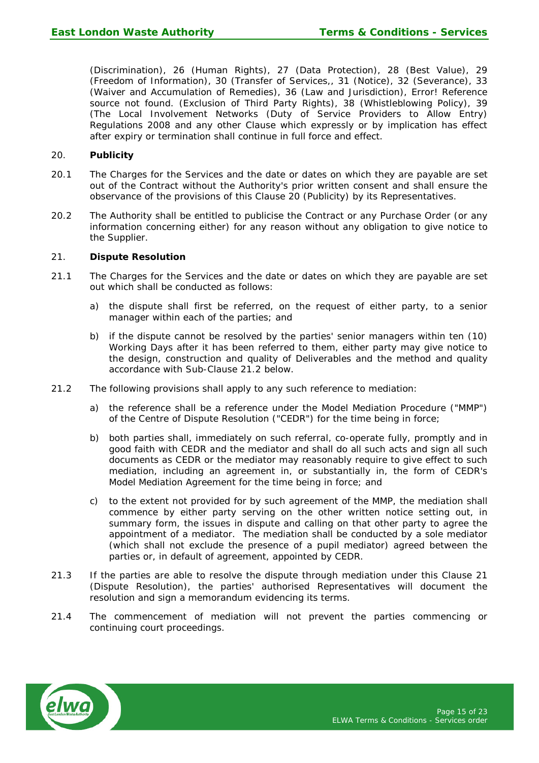(Discrimination), 26 (Human Rights), 27 (Data Protection), 28 (Best Value), 29 (Freedom of Information), 30 (Transfer of Services,, 31 (Notice), 32 (Severance), 33 (Waiver and Accumulation of Remedies), 36 (Law and Jurisdiction), Error! Reference source not found. (Exclusion of Third Party Rights), 38 (Whistleblowing Policy), 39 (The Local Involvement Networks (Duty of Service Providers to Allow Entry) Regulations 2008 and any other Clause which expressly or by implication has effect after expiry or termination shall continue in full force and effect.

20. **Publicity**

20.1 The Charges for the Services and the date or dates on which they are payable are set out of the Contract without the Authority's prior written consent and shall ensure the observance of the provisions of this Clause 20 (Publicity) by its Representatives.

20.2 The Authority shall be entitled to publicise the Contract or any Purchase Order (or any information concerning either) for any reason without any obligation to give notice to the Supplier.

21. **Dispute Resolution**

21.1 The Charges for the Services and the date or dates on which they are payable are set out which shall be conducted as follows:

a) the dispute shall first be referred, on the request of either party, to a senior manager within each of the parties; and

b) if the dispute cannot be resolved by the parties' senior managers within ten (10) Working Days after it has been referred to them, either party may give notice to the design, construction and quality of Deliverables and the method and quality accordance with Sub-Clause 21.2 below.

21.2 The following provisions shall apply to any such reference to mediation:

a) the reference shall be a reference under the Model Mediation Procedure ("MMP") of the Centre of Dispute Resolution ("CEDR") for the time being in force;

b) both parties shall, immediately on such referral, co-operate fully, promptly and in good faith with CEDR and the mediator and shall do all such acts and sign all such documents as CEDR or the mediator may reasonably require to give effect to such mediation, including an agreement in, or substantially in, the form of CEDR's Model Mediation Agreement for the time being in force; and

c) to the extent not provided for by such agreement of the MMP, the mediation shall commence by either party serving on the other written notice setting out, in summary form, the issues in dispute and calling on that other party to agree the appointment of a mediator. The mediation shall be conducted by a sole mediator (which shall not exclude the presence of a pupil mediator) agreed between the parties or, in default of agreement, appointed by CEDR.

21.3 If the parties are able to resolve the dispute through mediation under this Clause 21 (Dispute Resolution), the parties' authorised Representatives will document the resolution and sign a memorandum evidencing its terms.

21.4 The commencement of mediation will not prevent the parties commencing or continuing court proceedings.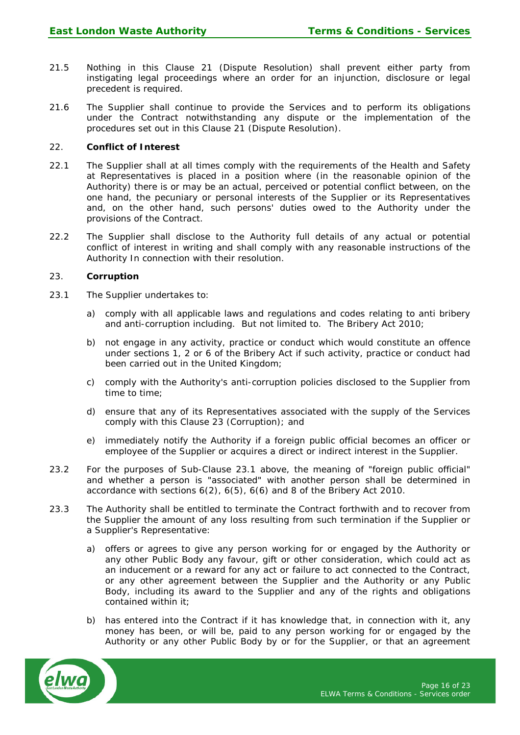21.5 Nothing in this Clause 21 (Dispute Resolution) shall prevent either party from instigating legal proceedings where an order for an injunction, disclosure or legal precedent is required.

21.6 The Supplier shall continue to provide the Services and to perform its obligations under the Contract notwithstanding any dispute or the implementation of the procedures set out in this Clause 21 (Dispute Resolution).

## 22. Conflict of Interest

22.1 The Supplier shall at all times comply with the requirements of the Health and Safety at Representatives is placed in a position where (in the reasonable opinion of the Authority) there is or may be an actual, perceived or potential conflict between, on the one hand, the pecuniary or personal interests of the Supplier or its Representatives and, on the other hand, such persons' duties owed to the Authority under the provisions of the Contract.

22.2 The Supplier shall disclose to the Authority full details of any actual or potential conflict of interest in writing and shall comply with any reasonable instructions of the Authority In connection with their resolution.

## 23. Corruption

23.1 The Supplier undertakes to:

a) comply with all applicable laws and regulations and codes relating to anti bribery and anti-corruption including. But not limited to. The Bribery Act 2010;

b) not engage in any activity, practice or conduct which would constitute an offence under sections 1, 2 or 6 of the Bribery Act if such activity, practice or conduct had been carried out in the United Kingdom;

c) comply with the Authority's anti-corruption policies disclosed to the Supplier from time to time;

d) ensure that any of its Representatives associated with the supply of the Services comply with this Clause 23 (Corruption); and

e) immediately notify the Authority if a foreign public official becomes an officer or employee of the Supplier or acquires a direct or indirect interest in the Supplier.

23.2 For the purposes of Sub-Clause 23.1 above, the meaning of "foreign public official" and whether a person is "associated" with another person shall be determined in accordance with sections 6(2), 6(5), 6(6) and 8 of the Bribery Act 2010.

23.3 The Authority shall be entitled to terminate the Contract forthwith and to recover from the Supplier the amount of any loss resulting from such termination if the Supplier or a Supplier's Representative:

a) offers or agrees to give any person working for or engaged by the Authority or any other Public Body any favour, gift or other consideration, which could act as an inducement or a reward for any act or failure to act connected to the Contract, or any other agreement between the Supplier and the Authority or any Public Body, including its award to the Supplier and any of the rights and obligations contained within it;

b) has entered into the Contract if it has knowledge that, in connection with it, any money has been, or will be, paid to any person working for or engaged by the Authority or any other Public Body by or for the Supplier, or that an agreement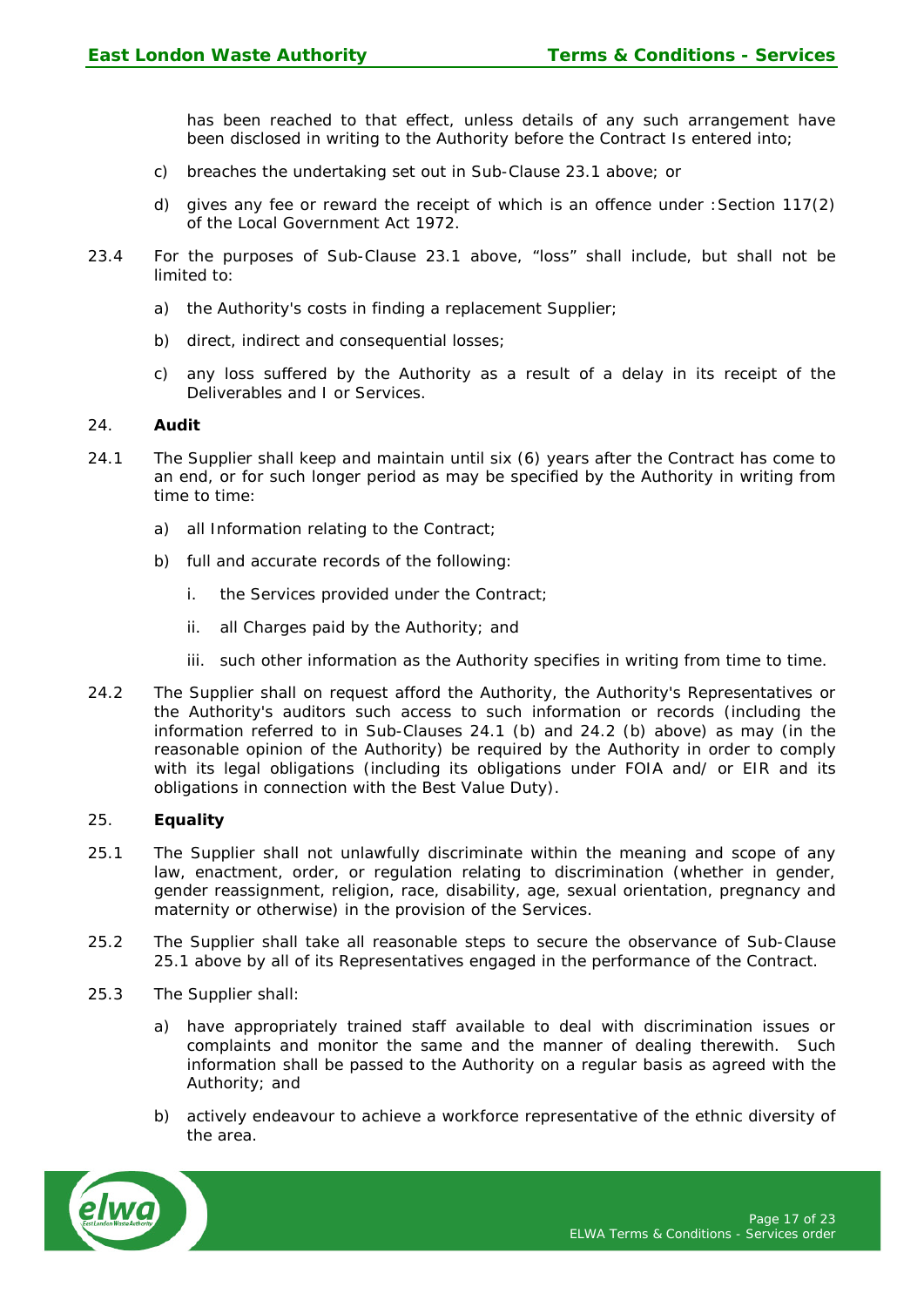has been reached to that effect, unless details of any such arrangement have been disclosed in writing to the Authority before the Contract Is entered into;

c) breaches the undertaking set out in Sub-Clause 23.1 above; or

d) gives any fee or reward the receipt of which is an offence under :Section 117(2) of the Local Government Act 1972.

23.4 For the purposes of Sub-Clause 23.1 above, “loss” shall include, but shall not be limited to:

a) the Authority's costs in finding a replacement Supplier;

b) direct, indirect and consequential losses;

c) any loss suffered by the Authority as a result of a delay in its receipt of the Deliverables and I or Services.

24. **Audit**

24.1 The Supplier shall keep and maintain until six (6) years after the Contract has come to an end, or for such longer period as may be specified by the Authority in writing from time to time:

a) all Information relating to the Contract;

b) full and accurate records of the following:

   i. the Services provided under the Contract;

   ii. all Charges paid by the Authority; and

   iii. such other information as the Authority specifies in writing from time to time.

24.2 The Supplier shall on request afford the Authority, the Authority's Representatives or the Authority's auditors such access to such information or records (including the information referred to in Sub-Clauses 24.1 (b) and 24.2 (b) above) as may (in the reasonable opinion of the Authority) be required by the Authority in order to comply with its legal obligations (including its obligations under FOIA and/ or EIR and its obligations in connection with the Best Value Duty).

25. **Equality**

25.1 The Supplier shall not unlawfully discriminate within the meaning and scope of any law, enactment, order, or regulation relating to discrimination (whether in gender, gender reassignment, religion, race, disability, age, sexual orientation, pregnancy and maternity or otherwise) in the provision of the Services.

25.2 The Supplier shall take all reasonable steps to secure the observance of Sub-Clause 25.1 above by all of its Representatives engaged in the performance of the Contract.

25.3 The Supplier shall:

a) have appropriately trained staff available to deal with discrimination issues or complaints and monitor the same and the manner of dealing therewith. Such information shall be passed to the Authority on a regular basis as agreed with the Authority; and

b) actively endeavour to achieve a workforce representative of the ethnic diversity of the area.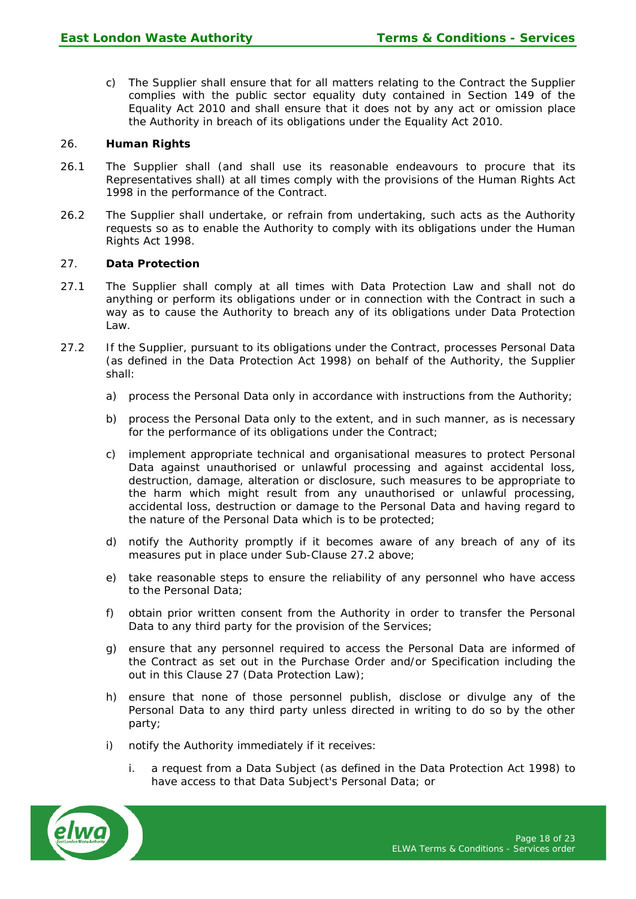c) The Supplier shall ensure that for all matters relating to the Contract the Supplier complies with the public sector equality duty contained in Section 149 of the Equality Act 2010 and shall ensure that it does not by any act or omission place the Authority in breach of its obligations under the Equality Act 2010.

## 26. Human Rights

26.1 The Supplier shall (and shall use its reasonable endeavours to procure that its Representatives shall) at all times comply with the provisions of the Human Rights Act 1998 in the performance of the Contract.

26.2 The Supplier shall undertake, or refrain from undertaking, such acts as the Authority requests so as to enable the Authority to comply with its obligations under the Human Rights Act 1998.

## 27. Data Protection

27.1 The Supplier shall comply at all times with Data Protection Law and shall not do anything or perform its obligations under or in connection with the Contract in such a way as to cause the Authority to breach any of its obligations under Data Protection Law.

27.2 If the Supplier, pursuant to its obligations under the Contract, processes Personal Data (as defined in the Data Protection Act 1998) on behalf of the Authority, the Supplier shall:

a) process the Personal Data only in accordance with instructions from the Authority;

b) process the Personal Data only to the extent, and in such manner, as is necessary for the performance of its obligations under the Contract;

c) implement appropriate technical and organisational measures to protect Personal Data against unauthorised or unlawful processing and against accidental loss, destruction, damage, alteration or disclosure, such measures to be appropriate to the harm which might result from any unauthorised or unlawful processing, accidental loss, destruction or damage to the Personal Data and having regard to the nature of the Personal Data which is to be protected;

d) notify the Authority promptly if it becomes aware of any breach of any of its measures put in place under Sub-Clause 27.2 above;

e) take reasonable steps to ensure the reliability of any personnel who have access to the Personal Data;

f) obtain prior written consent from the Authority in order to transfer the Personal Data to any third party for the provision of the Services;

g) ensure that any personnel required to access the Personal Data are informed of the Contract as set out in the Purchase Order and/or Specification including the out in this Clause 27 (Data Protection Law);

h) ensure that none of those personnel publish, disclose or divulge any of the Personal Data to any third party unless directed in writing to do so by the other party;

i) notify the Authority immediately if it receives:

   i. a request from a Data Subject (as defined in the Data Protection Act 1998) to have access to that Data Subject's Personal Data; or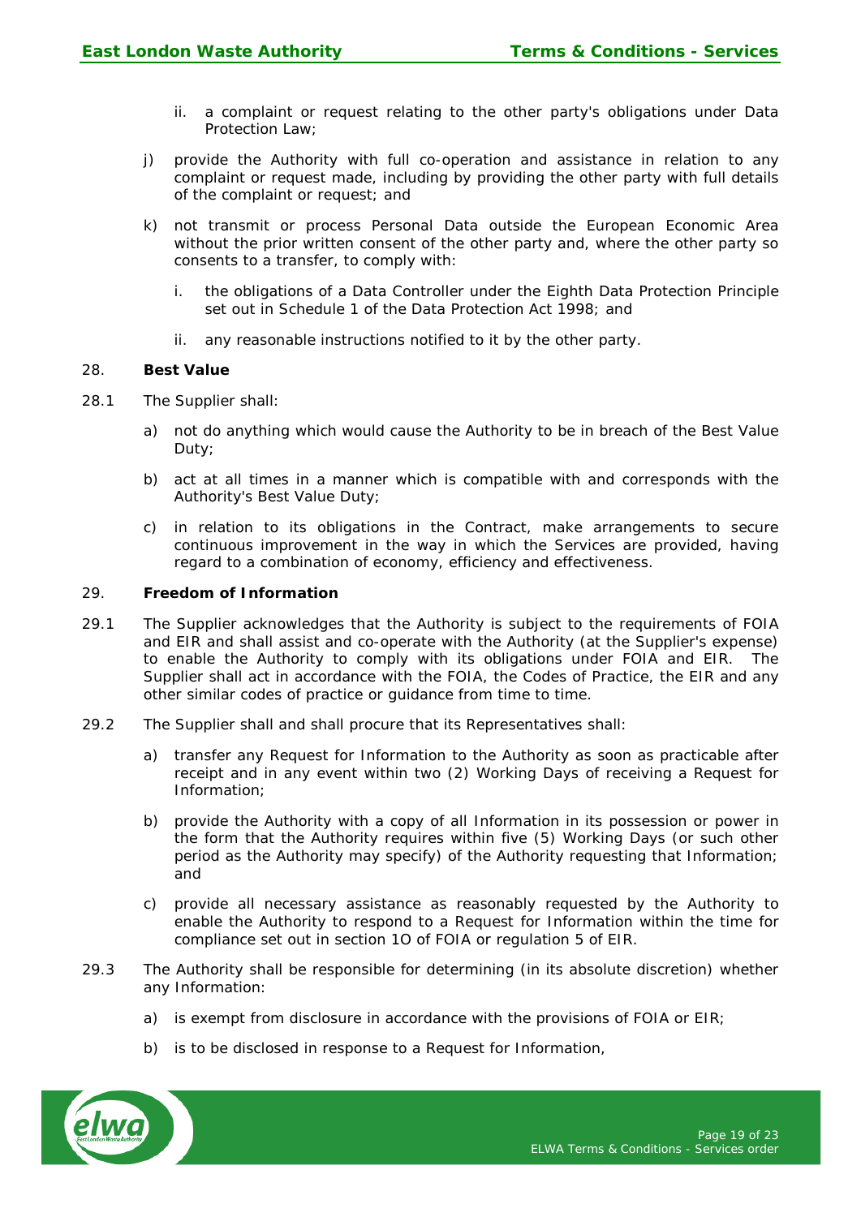ii. a complaint or request relating to the other party's obligations under Data Protection Law;

j) provide the Authority with full co-operation and assistance in relation to any complaint or request made, including by providing the other party with full details of the complaint or request; and

k) not transmit or process Personal Data outside the European Economic Area without the prior written consent of the other party and, where the other party so consents to a transfer, to comply with:

   i. the obligations of a Data Controller under the Eighth Data Protection Principle set out in Schedule 1 of the Data Protection Act 1998; and

   ii. any reasonable instructions notified to it by the other party.

28. **Best Value**

28.1 The Supplier shall:

a) not do anything which would cause the Authority to be in breach of the Best Value Duty;

b) act at all times in a manner which is compatible with and corresponds with the Authority's Best Value Duty;

c) in relation to its obligations in the Contract, make arrangements to secure continuous improvement in the way in which the Services are provided, having regard to a combination of economy, efficiency and effectiveness.

29. **Freedom of Information**

29.1 The Supplier acknowledges that the Authority is subject to the requirements of FOIA and EIR and shall assist and co-operate with the Authority (at the Supplier's expense) to enable the Authority to comply with its obligations under FOIA and EIR. The Supplier shall act in accordance with the FOIA, the Codes of Practice, the EIR and any other similar codes of practice or guidance from time to time.

29.2 The Supplier shall and shall procure that its Representatives shall:

a) transfer any Request for Information to the Authority as soon as practicable after receipt and in any event within two (2) Working Days of receiving a Request for Information;

b) provide the Authority with a copy of all Information in its possession or power in the form that the Authority requires within five (5) Working Days (or such other period as the Authority may specify) of the Authority requesting that Information; and

c) provide all necessary assistance as reasonably requested by the Authority to enable the Authority to respond to a Request for Information within the time for compliance set out in section 1O of FOIA or regulation 5 of EIR.

29.3 The Authority shall be responsible for determining (in its absolute discretion) whether any Information:

a) is exempt from disclosure in accordance with the provisions of FOIA or EIR;

b) is to be disclosed in response to a Request for Information,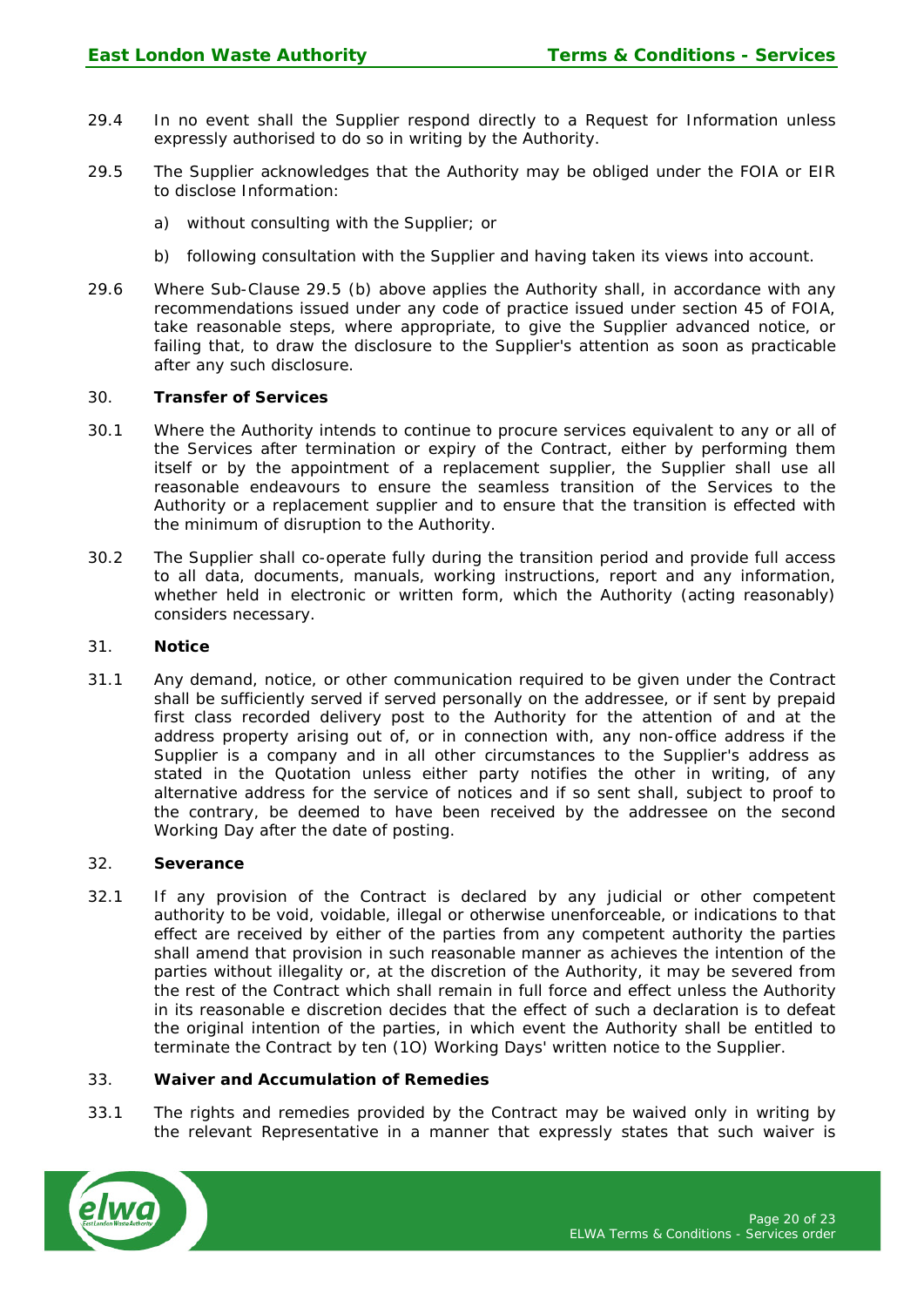29.4 In no event shall the Supplier respond directly to a Request for Information unless expressly authorised to do so in writing by the Authority.

29.5 The Supplier acknowledges that the Authority may be obliged under the FOIA or EIR to disclose Information:

a) without consulting with the Supplier; or

b) following consultation with the Supplier and having taken its views into account.

29.6 Where Sub-Clause 29.5 (b) above applies the Authority shall, in accordance with any recommendations issued under any code of practice issued under section 45 of FOIA, take reasonable steps, where appropriate, to give the Supplier advanced notice, or failing that, to draw the disclosure to the Supplier's attention as soon as practicable after any such disclosure.

## 30. Transfer of Services

30.1 Where the Authority intends to continue to procure services equivalent to any or all of the Services after termination or expiry of the Contract, either by performing them itself or by the appointment of a replacement supplier, the Supplier shall use all reasonable endeavours to ensure the seamless transition of the Services to the Authority or a replacement supplier and to ensure that the transition is effected with the minimum of disruption to the Authority.

30.2 The Supplier shall co-operate fully during the transition period and provide full access to all data, documents, manuals, working instructions, report and any information, whether held in electronic or written form, which the Authority (acting reasonably) considers necessary.

## 31. Notice

31.1 Any demand, notice, or other communication required to be given under the Contract shall be sufficiently served if served personally on the addressee, or if sent by prepaid first class recorded delivery post to the Authority for the attention of and at the address property arising out of, or in connection with, any non-office address if the Supplier is a company and in all other circumstances to the Supplier's address as stated in the Quotation unless either party notifies the other in writing, of any alternative address for the service of notices and if so sent shall, subject to proof to the contrary, be deemed to have been received by the addressee on the second Working Day after the date of posting.

## 32. Severance

32.1 If any provision of the Contract is declared by any judicial or other competent authority to be void, voidable, illegal or otherwise unenforceable, or indications to that effect are received by either of the parties from any competent authority the parties shall amend that provision in such reasonable manner as achieves the intention of the parties without illegality or, at the discretion of the Authority, it may be severed from the rest of the Contract which shall remain in full force and effect unless the Authority in its reasonable e discretion decides that the effect of such a declaration is to defeat the original intention of the parties, in which event the Authority shall be entitled to terminate the Contract by ten (1O) Working Days' written notice to the Supplier.

## 33. Waiver and Accumulation of Remedies

33.1 The rights and remedies provided by the Contract may be waived only in writing by the relevant Representative in a manner that expressly states that such waiver is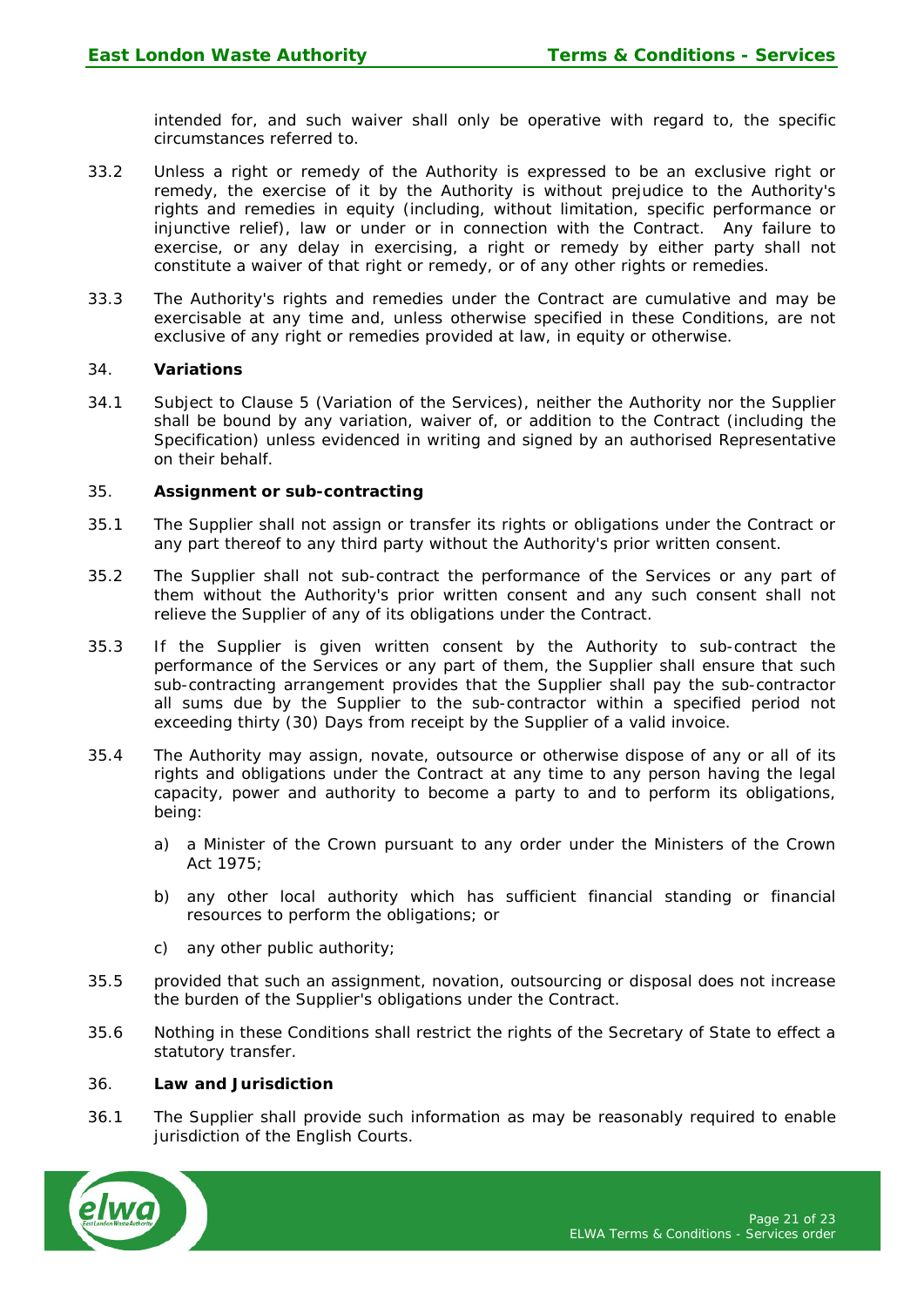intended for, and such waiver shall only be operative with regard to, the specific circumstances referred to.

33.2 Unless a right or remedy of the Authority is expressed to be an exclusive right or remedy, the exercise of it by the Authority is without prejudice to the Authority's rights and remedies in equity (including, without limitation, specific performance or injunctive relief), law or under or in connection with the Contract. Any failure to exercise, or any delay in exercising, a right or remedy by either party shall not constitute a waiver of that right or remedy, or of any other rights or remedies.

33.3 The Authority's rights and remedies under the Contract are cumulative and may be exercisable at any time and, unless otherwise specified in these Conditions, are not exclusive of any right or remedies provided at law, in equity or otherwise.

34. **Variations**

34.1 Subject to Clause 5 (Variation of the Services), neither the Authority nor the Supplier shall be bound by any variation, waiver of, or addition to the Contract (including the Specification) unless evidenced in writing and signed by an authorised Representative on their behalf.

35. **Assignment or sub-contracting**

35.1 The Supplier shall not assign or transfer its rights or obligations under the Contract or any part thereof to any third party without the Authority's prior written consent.

35.2 The Supplier shall not sub-contract the performance of the Services or any part of them without the Authority's prior written consent and any such consent shall not relieve the Supplier of any of its obligations under the Contract.

35.3 If the Supplier is given written consent by the Authority to sub-contract the performance of the Services or any part of them, the Supplier shall ensure that such sub-contracting arrangement provides that the Supplier shall pay the sub-contractor all sums due by the Supplier to the sub-contractor within a specified period not exceeding thirty (30) Days from receipt by the Supplier of a valid invoice.

35.4 The Authority may assign, novate, outsource or otherwise dispose of any or all of its rights and obligations under the Contract at any time to any person having the legal capacity, power and authority to become a party to and to perform its obligations, being:

a) a Minister of the Crown pursuant to any order under the Ministers of the Crown Act 1975;

b) any other local authority which has sufficient financial standing or financial resources to perform the obligations; or

c) any other public authority;

35.5 provided that such an assignment, novation, outsourcing or disposal does not increase the burden of the Supplier's obligations under the Contract.

35.6 Nothing in these Conditions shall restrict the rights of the Secretary of State to effect a statutory transfer.

36. **Law and Jurisdiction**

36.1 The Supplier shall provide such information as may be reasonably required to enable jurisdiction of the English Courts.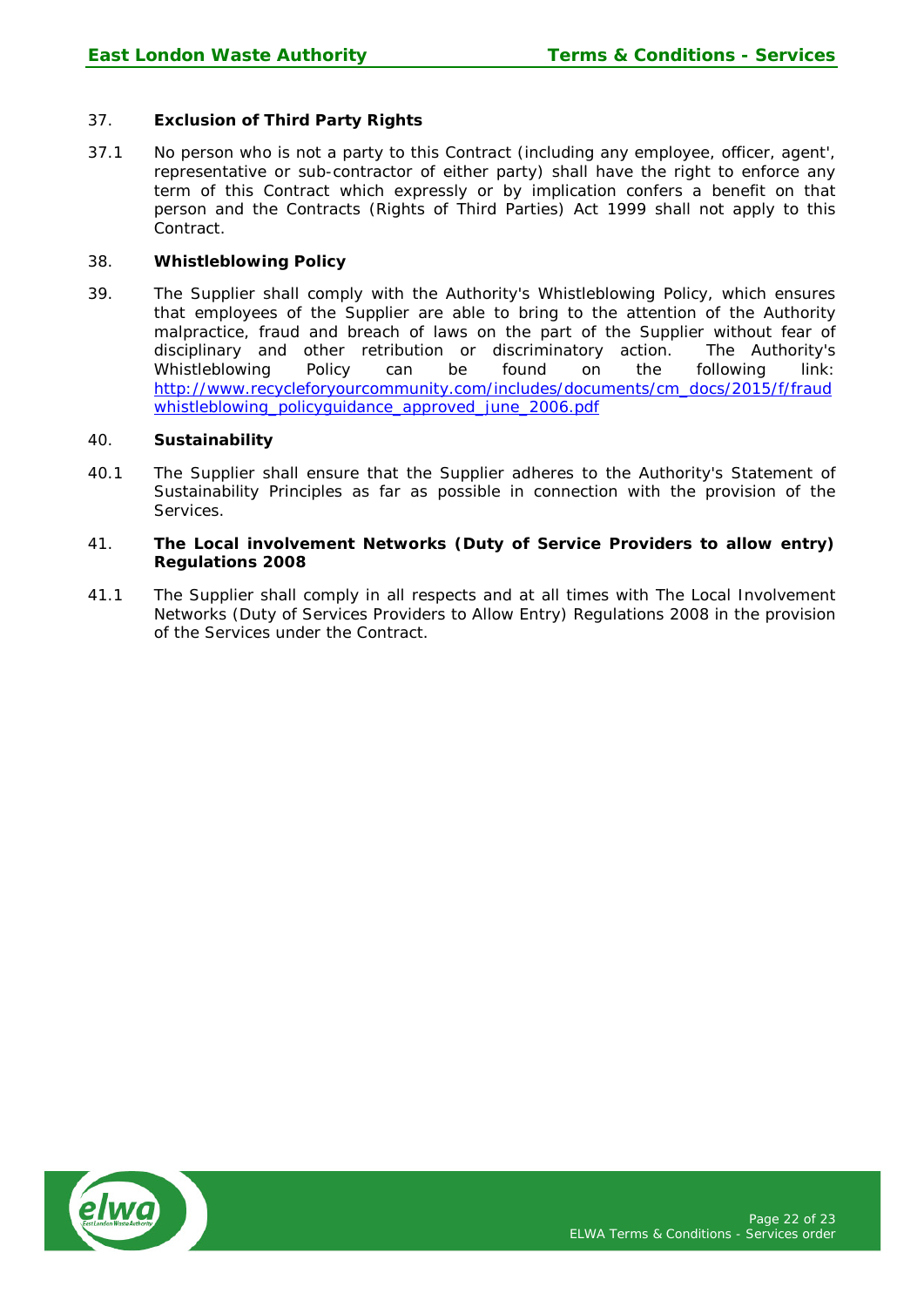## 37. Exclusion of Third Party Rights

37.1 No person who is not a party to this Contract (including any employee, officer, agent', representative or sub-contractor of either party) shall have the right to enforce any term of this Contract which expressly or by implication confers a benefit on that person and the Contracts (Rights of Third Parties) Act 1999 shall not apply to this Contract.

## 38. Whistleblowing Policy

39. The Supplier shall comply with the Authority's Whistleblowing Policy, which ensures that employees of the Supplier are able to bring to the attention of the Authority malpractice, fraud and breach of laws on the part of the Supplier without fear of disciplinary and other retribution or discriminatory action. The Authority's Whistleblowing Policy can be found on the following link: [http://www.recycleforyourcommunity.com/includes/documents/cm_docs/2015/f/fraud whistleblowing_policyguidance_approved_june_2006.pdf](http://www.recycleforyourcommunity.com/includes/documents/cm_docs/2015/f/fraudwhistleblowing_policyguidance_approved_june_2006.pdf)

## 40. Sustainability

40.1 The Supplier shall ensure that the Supplier adheres to the Authority's Statement of Sustainability Principles as far as possible in connection with the provision of the Services.

## 41. The Local involvement Networks (Duty of Service Providers to allow entry) Regulations 2008

41.1 The Supplier shall comply in all respects and at all times with The Local Involvement Networks (Duty of Services Providers to Allow Entry) Regulations 2008 in the provision of the Services under the Contract.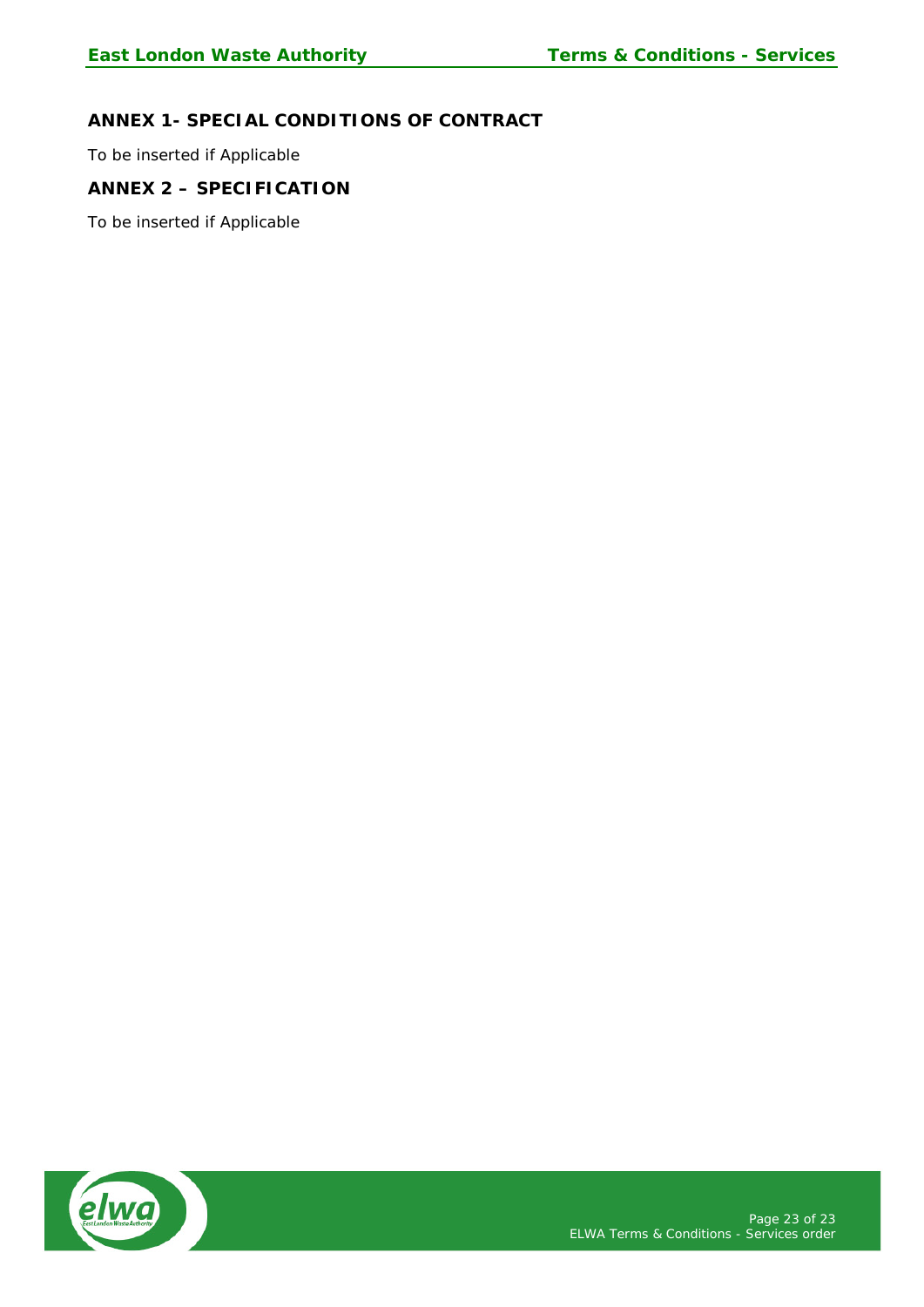## ANNEX 1- SPECIAL CONDITIONS OF CONTRACT

To be inserted if Applicable

## ANNEX 2 – SPECIFICATION

To be inserted if Applicable